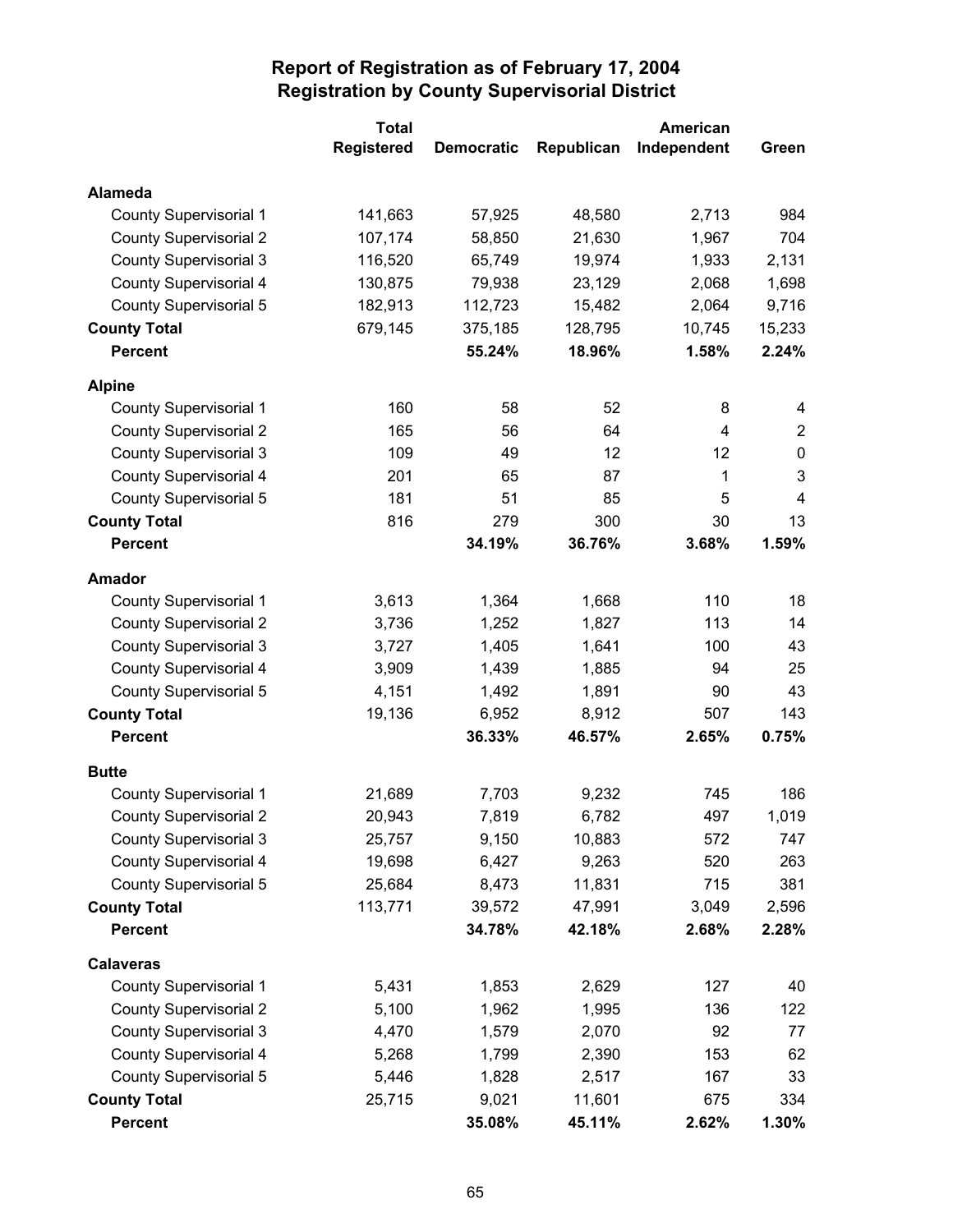# Report of Registration as of February 17, 2004
## Registration by County Supervisorial District

| | Total Registered | Democratic | Republican | American Independent | Green |
|---|---|---|---|---|---|
| **Alameda** | | | | | |
| County Supervisorial 1 | 141,663 | 57,925 | 48,580 | 2,713 | 984 |
| County Supervisorial 2 | 107,174 | 58,850 | 21,630 | 1,967 | 704 |
| County Supervisorial 3 | 116,520 | 65,749 | 19,974 | 1,933 | 2,131 |
| County Supervisorial 4 | 130,875 | 79,938 | 23,129 | 2,068 | 1,698 |
| County Supervisorial 5 | 182,913 | 112,723 | 15,482 | 2,064 | 9,716 |
| **County Total** | 679,145 | 375,185 | 128,795 | 10,745 | 15,233 |
| **Percent** | | **55.24%** | **18.96%** | **1.58%** | **2.24%** |
| **Alpine** | | | | | |
| County Supervisorial 1 | 160 | 58 | 52 | 8 | 4 |
| County Supervisorial 2 | 165 | 56 | 64 | 4 | 2 |
| County Supervisorial 3 | 109 | 49 | 12 | 12 | 0 |
| County Supervisorial 4 | 201 | 65 | 87 | 1 | 3 |
| County Supervisorial 5 | 181 | 51 | 85 | 5 | 4 |
| **County Total** | 816 | 279 | 300 | 30 | 13 |
| **Percent** | | **34.19%** | **36.76%** | **3.68%** | **1.59%** |
| **Amador** | | | | | |
| County Supervisorial 1 | 3,613 | 1,364 | 1,668 | 110 | 18 |
| County Supervisorial 2 | 3,736 | 1,252 | 1,827 | 113 | 14 |
| County Supervisorial 3 | 3,727 | 1,405 | 1,641 | 100 | 43 |
| County Supervisorial 4 | 3,909 | 1,439 | 1,885 | 94 | 25 |
| County Supervisorial 5 | 4,151 | 1,492 | 1,891 | 90 | 43 |
| **County Total** | 19,136 | 6,952 | 8,912 | 507 | 143 |
| **Percent** | | **36.33%** | **46.57%** | **2.65%** | **0.75%** |
| **Butte** | | | | | |
| County Supervisorial 1 | 21,689 | 7,703 | 9,232 | 745 | 186 |
| County Supervisorial 2 | 20,943 | 7,819 | 6,782 | 497 | 1,019 |
| County Supervisorial 3 | 25,757 | 9,150 | 10,883 | 572 | 747 |
| County Supervisorial 4 | 19,698 | 6,427 | 9,263 | 520 | 263 |
| County Supervisorial 5 | 25,684 | 8,473 | 11,831 | 715 | 381 |
| **County Total** | 113,771 | 39,572 | 47,991 | 3,049 | 2,596 |
| **Percent** | | **34.78%** | **42.18%** | **2.68%** | **2.28%** |
| **Calaveras** | | | | | |
| County Supervisorial 1 | 5,431 | 1,853 | 2,629 | 127 | 40 |
| County Supervisorial 2 | 5,100 | 1,962 | 1,995 | 136 | 122 |
| County Supervisorial 3 | 4,470 | 1,579 | 2,070 | 92 | 77 |
| County Supervisorial 4 | 5,268 | 1,799 | 2,390 | 153 | 62 |
| County Supervisorial 5 | 5,446 | 1,828 | 2,517 | 167 | 33 |
| **County Total** | 25,715 | 9,021 | 11,601 | 675 | 334 |
| **Percent** | | **35.08%** | **45.11%** | **2.62%** | **1.30%** |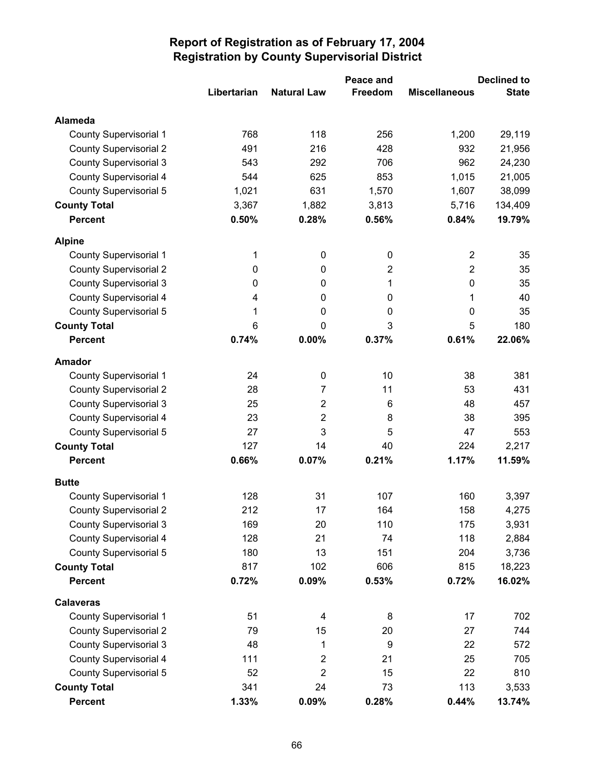# Report of Registration as of February 17, 2004
## Registration by County Supervisorial District

| | Libertarian | Natural Law | Peace and Freedom | Miscellaneous | Declined to State |
|---|---|---|---|---|---|
| **Alameda** | | | | | |
| County Supervisorial 1 | 768 | 118 | 256 | 1,200 | 29,119 |
| County Supervisorial 2 | 491 | 216 | 428 | 932 | 21,956 |
| County Supervisorial 3 | 543 | 292 | 706 | 962 | 24,230 |
| County Supervisorial 4 | 544 | 625 | 853 | 1,015 | 21,005 |
| County Supervisorial 5 | 1,021 | 631 | 1,570 | 1,607 | 38,099 |
| **County Total** | 3,367 | 1,882 | 3,813 | 5,716 | 134,409 |
| **Percent** | **0.50%** | **0.28%** | **0.56%** | **0.84%** | **19.79%** |
| **Alpine** | | | | | |
| County Supervisorial 1 | 1 | 0 | 0 | 2 | 35 |
| County Supervisorial 2 | 0 | 0 | 2 | 2 | 35 |
| County Supervisorial 3 | 0 | 0 | 1 | 0 | 35 |
| County Supervisorial 4 | 4 | 0 | 0 | 1 | 40 |
| County Supervisorial 5 | 1 | 0 | 0 | 0 | 35 |
| **County Total** | 6 | 0 | 3 | 5 | 180 |
| **Percent** | **0.74%** | **0.00%** | **0.37%** | **0.61%** | **22.06%** |
| **Amador** | | | | | |
| County Supervisorial 1 | 24 | 0 | 10 | 38 | 381 |
| County Supervisorial 2 | 28 | 7 | 11 | 53 | 431 |
| County Supervisorial 3 | 25 | 2 | 6 | 48 | 457 |
| County Supervisorial 4 | 23 | 2 | 8 | 38 | 395 |
| County Supervisorial 5 | 27 | 3 | 5 | 47 | 553 |
| **County Total** | 127 | 14 | 40 | 224 | 2,217 |
| **Percent** | **0.66%** | **0.07%** | **0.21%** | **1.17%** | **11.59%** |
| **Butte** | | | | | |
| County Supervisorial 1 | 128 | 31 | 107 | 160 | 3,397 |
| County Supervisorial 2 | 212 | 17 | 164 | 158 | 4,275 |
| County Supervisorial 3 | 169 | 20 | 110 | 175 | 3,931 |
| County Supervisorial 4 | 128 | 21 | 74 | 118 | 2,884 |
| County Supervisorial 5 | 180 | 13 | 151 | 204 | 3,736 |
| **County Total** | 817 | 102 | 606 | 815 | 18,223 |
| **Percent** | **0.72%** | **0.09%** | **0.53%** | **0.72%** | **16.02%** |
| **Calaveras** | | | | | |
| County Supervisorial 1 | 51 | 4 | 8 | 17 | 702 |
| County Supervisorial 2 | 79 | 15 | 20 | 27 | 744 |
| County Supervisorial 3 | 48 | 1 | 9 | 22 | 572 |
| County Supervisorial 4 | 111 | 2 | 21 | 25 | 705 |
| County Supervisorial 5 | 52 | 2 | 15 | 22 | 810 |
| **County Total** | 341 | 24 | 73 | 113 | 3,533 |
| **Percent** | **1.33%** | **0.09%** | **0.28%** | **0.44%** | **13.74%** |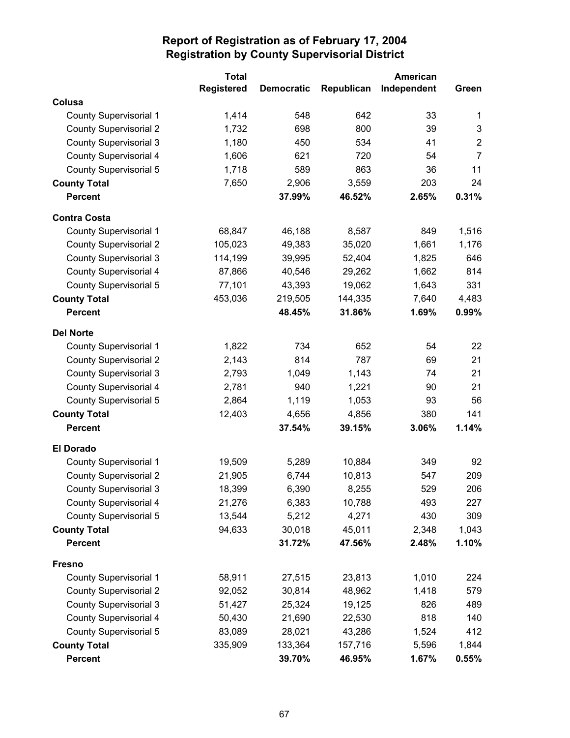# Report of Registration as of February 17, 2004
## Registration by County Supervisorial District

| | Total Registered | Democratic | Republican | American Independent | Green |
|---|---|---|---|---|---|
| **Colusa** | | | | | |
| County Supervisorial 1 | 1,414 | 548 | 642 | 33 | 1 |
| County Supervisorial 2 | 1,732 | 698 | 800 | 39 | 3 |
| County Supervisorial 3 | 1,180 | 450 | 534 | 41 | 2 |
| County Supervisorial 4 | 1,606 | 621 | 720 | 54 | 7 |
| County Supervisorial 5 | 1,718 | 589 | 863 | 36 | 11 |
| **County Total** | 7,650 | 2,906 | 3,559 | 203 | 24 |
| **Percent** | | **37.99%** | **46.52%** | **2.65%** | **0.31%** |
| **Contra Costa** | | | | | |
| County Supervisorial 1 | 68,847 | 46,188 | 8,587 | 849 | 1,516 |
| County Supervisorial 2 | 105,023 | 49,383 | 35,020 | 1,661 | 1,176 |
| County Supervisorial 3 | 114,199 | 39,995 | 52,404 | 1,825 | 646 |
| County Supervisorial 4 | 87,866 | 40,546 | 29,262 | 1,662 | 814 |
| County Supervisorial 5 | 77,101 | 43,393 | 19,062 | 1,643 | 331 |
| **County Total** | 453,036 | 219,505 | 144,335 | 7,640 | 4,483 |
| **Percent** | | **48.45%** | **31.86%** | **1.69%** | **0.99%** |
| **Del Norte** | | | | | |
| County Supervisorial 1 | 1,822 | 734 | 652 | 54 | 22 |
| County Supervisorial 2 | 2,143 | 814 | 787 | 69 | 21 |
| County Supervisorial 3 | 2,793 | 1,049 | 1,143 | 74 | 21 |
| County Supervisorial 4 | 2,781 | 940 | 1,221 | 90 | 21 |
| County Supervisorial 5 | 2,864 | 1,119 | 1,053 | 93 | 56 |
| **County Total** | 12,403 | 4,656 | 4,856 | 380 | 141 |
| **Percent** | | **37.54%** | **39.15%** | **3.06%** | **1.14%** |
| **El Dorado** | | | | | |
| County Supervisorial 1 | 19,509 | 5,289 | 10,884 | 349 | 92 |
| County Supervisorial 2 | 21,905 | 6,744 | 10,813 | 547 | 209 |
| County Supervisorial 3 | 18,399 | 6,390 | 8,255 | 529 | 206 |
| County Supervisorial 4 | 21,276 | 6,383 | 10,788 | 493 | 227 |
| County Supervisorial 5 | 13,544 | 5,212 | 4,271 | 430 | 309 |
| **County Total** | 94,633 | 30,018 | 45,011 | 2,348 | 1,043 |
| **Percent** | | **31.72%** | **47.56%** | **2.48%** | **1.10%** |
| **Fresno** | | | | | |
| County Supervisorial 1 | 58,911 | 27,515 | 23,813 | 1,010 | 224 |
| County Supervisorial 2 | 92,052 | 30,814 | 48,962 | 1,418 | 579 |
| County Supervisorial 3 | 51,427 | 25,324 | 19,125 | 826 | 489 |
| County Supervisorial 4 | 50,430 | 21,690 | 22,530 | 818 | 140 |
| County Supervisorial 5 | 83,089 | 28,021 | 43,286 | 1,524 | 412 |
| **County Total** | 335,909 | 133,364 | 157,716 | 5,596 | 1,844 |
| **Percent** | | **39.70%** | **46.95%** | **1.67%** | **0.55%** |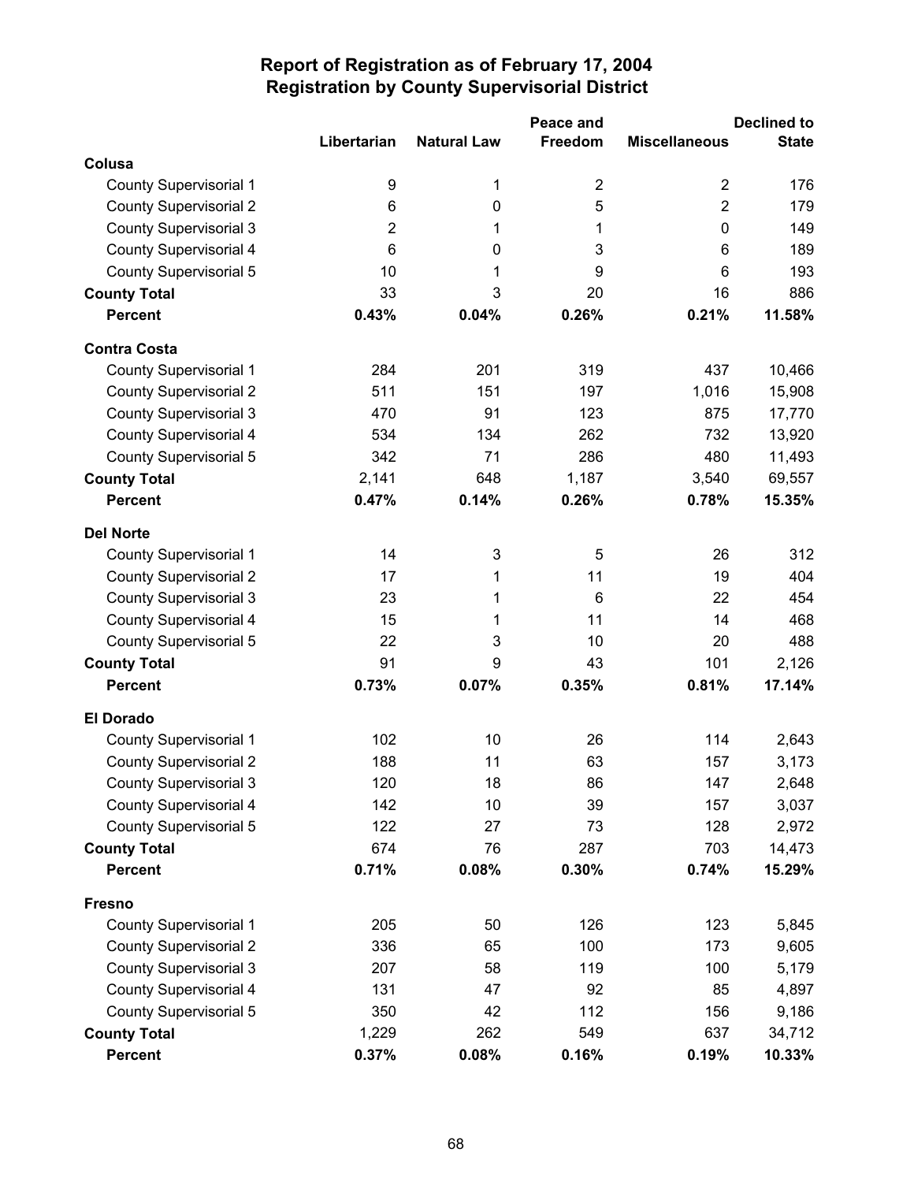# Report of Registration as of February 17, 2004
## Registration by County Supervisorial District

| | Libertarian | Natural Law | Peace and Freedom | Miscellaneous | Declined to State |
|---|---|---|---|---|---|
| **Colusa** | | | | | |
| County Supervisorial 1 | 9 | 1 | 2 | 2 | 176 |
| County Supervisorial 2 | 6 | 0 | 5 | 2 | 179 |
| County Supervisorial 3 | 2 | 1 | 1 | 0 | 149 |
| County Supervisorial 4 | 6 | 0 | 3 | 6 | 189 |
| County Supervisorial 5 | 10 | 1 | 9 | 6 | 193 |
| **County Total** | 33 | 3 | 20 | 16 | 886 |
| **Percent** | **0.43%** | **0.04%** | **0.26%** | **0.21%** | **11.58%** |
| **Contra Costa** | | | | | |
| County Supervisorial 1 | 284 | 201 | 319 | 437 | 10,466 |
| County Supervisorial 2 | 511 | 151 | 197 | 1,016 | 15,908 |
| County Supervisorial 3 | 470 | 91 | 123 | 875 | 17,770 |
| County Supervisorial 4 | 534 | 134 | 262 | 732 | 13,920 |
| County Supervisorial 5 | 342 | 71 | 286 | 480 | 11,493 |
| **County Total** | 2,141 | 648 | 1,187 | 3,540 | 69,557 |
| **Percent** | **0.47%** | **0.14%** | **0.26%** | **0.78%** | **15.35%** |
| **Del Norte** | | | | | |
| County Supervisorial 1 | 14 | 3 | 5 | 26 | 312 |
| County Supervisorial 2 | 17 | 1 | 11 | 19 | 404 |
| County Supervisorial 3 | 23 | 1 | 6 | 22 | 454 |
| County Supervisorial 4 | 15 | 1 | 11 | 14 | 468 |
| County Supervisorial 5 | 22 | 3 | 10 | 20 | 488 |
| **County Total** | 91 | 9 | 43 | 101 | 2,126 |
| **Percent** | **0.73%** | **0.07%** | **0.35%** | **0.81%** | **17.14%** |
| **El Dorado** | | | | | |
| County Supervisorial 1 | 102 | 10 | 26 | 114 | 2,643 |
| County Supervisorial 2 | 188 | 11 | 63 | 157 | 3,173 |
| County Supervisorial 3 | 120 | 18 | 86 | 147 | 2,648 |
| County Supervisorial 4 | 142 | 10 | 39 | 157 | 3,037 |
| County Supervisorial 5 | 122 | 27 | 73 | 128 | 2,972 |
| **County Total** | 674 | 76 | 287 | 703 | 14,473 |
| **Percent** | **0.71%** | **0.08%** | **0.30%** | **0.74%** | **15.29%** |
| **Fresno** | | | | | |
| County Supervisorial 1 | 205 | 50 | 126 | 123 | 5,845 |
| County Supervisorial 2 | 336 | 65 | 100 | 173 | 9,605 |
| County Supervisorial 3 | 207 | 58 | 119 | 100 | 5,179 |
| County Supervisorial 4 | 131 | 47 | 92 | 85 | 4,897 |
| County Supervisorial 5 | 350 | 42 | 112 | 156 | 9,186 |
| **County Total** | 1,229 | 262 | 549 | 637 | 34,712 |
| **Percent** | **0.37%** | **0.08%** | **0.16%** | **0.19%** | **10.33%** |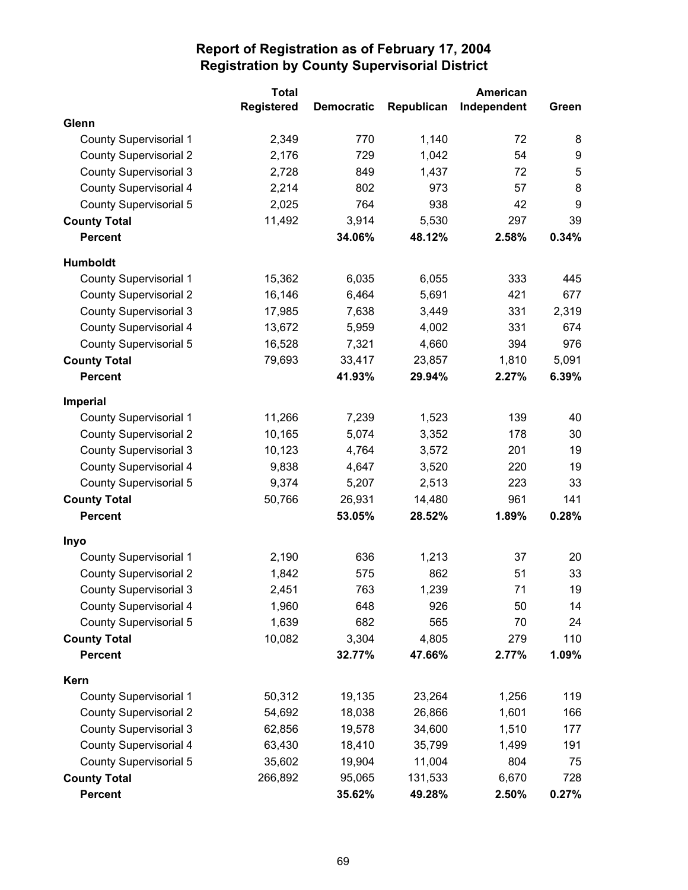# Report of Registration as of February 17, 2004
## Registration by County Supervisorial District

| | Total Registered | Democratic | Republican | American Independent | Green |
|---|---|---|---|---|---|
| **Glenn** | | | | | |
| County Supervisorial 1 | 2,349 | 770 | 1,140 | 72 | 8 |
| County Supervisorial 2 | 2,176 | 729 | 1,042 | 54 | 9 |
| County Supervisorial 3 | 2,728 | 849 | 1,437 | 72 | 5 |
| County Supervisorial 4 | 2,214 | 802 | 973 | 57 | 8 |
| County Supervisorial 5 | 2,025 | 764 | 938 | 42 | 9 |
| **County Total** | 11,492 | 3,914 | 5,530 | 297 | 39 |
| **Percent** | | **34.06%** | **48.12%** | **2.58%** | **0.34%** |
| **Humboldt** | | | | | |
| County Supervisorial 1 | 15,362 | 6,035 | 6,055 | 333 | 445 |
| County Supervisorial 2 | 16,146 | 6,464 | 5,691 | 421 | 677 |
| County Supervisorial 3 | 17,985 | 7,638 | 3,449 | 331 | 2,319 |
| County Supervisorial 4 | 13,672 | 5,959 | 4,002 | 331 | 674 |
| County Supervisorial 5 | 16,528 | 7,321 | 4,660 | 394 | 976 |
| **County Total** | 79,693 | 33,417 | 23,857 | 1,810 | 5,091 |
| **Percent** | | **41.93%** | **29.94%** | **2.27%** | **6.39%** |
| **Imperial** | | | | | |
| County Supervisorial 1 | 11,266 | 7,239 | 1,523 | 139 | 40 |
| County Supervisorial 2 | 10,165 | 5,074 | 3,352 | 178 | 30 |
| County Supervisorial 3 | 10,123 | 4,764 | 3,572 | 201 | 19 |
| County Supervisorial 4 | 9,838 | 4,647 | 3,520 | 220 | 19 |
| County Supervisorial 5 | 9,374 | 5,207 | 2,513 | 223 | 33 |
| **County Total** | 50,766 | 26,931 | 14,480 | 961 | 141 |
| **Percent** | | **53.05%** | **28.52%** | **1.89%** | **0.28%** |
| **Inyo** | | | | | |
| County Supervisorial 1 | 2,190 | 636 | 1,213 | 37 | 20 |
| County Supervisorial 2 | 1,842 | 575 | 862 | 51 | 33 |
| County Supervisorial 3 | 2,451 | 763 | 1,239 | 71 | 19 |
| County Supervisorial 4 | 1,960 | 648 | 926 | 50 | 14 |
| County Supervisorial 5 | 1,639 | 682 | 565 | 70 | 24 |
| **County Total** | 10,082 | 3,304 | 4,805 | 279 | 110 |
| **Percent** | | **32.77%** | **47.66%** | **2.77%** | **1.09%** |
| **Kern** | | | | | |
| County Supervisorial 1 | 50,312 | 19,135 | 23,264 | 1,256 | 119 |
| County Supervisorial 2 | 54,692 | 18,038 | 26,866 | 1,601 | 166 |
| County Supervisorial 3 | 62,856 | 19,578 | 34,600 | 1,510 | 177 |
| County Supervisorial 4 | 63,430 | 18,410 | 35,799 | 1,499 | 191 |
| County Supervisorial 5 | 35,602 | 19,904 | 11,004 | 804 | 75 |
| **County Total** | 266,892 | 95,065 | 131,533 | 6,670 | 728 |
| **Percent** | | **35.62%** | **49.28%** | **2.50%** | **0.27%** |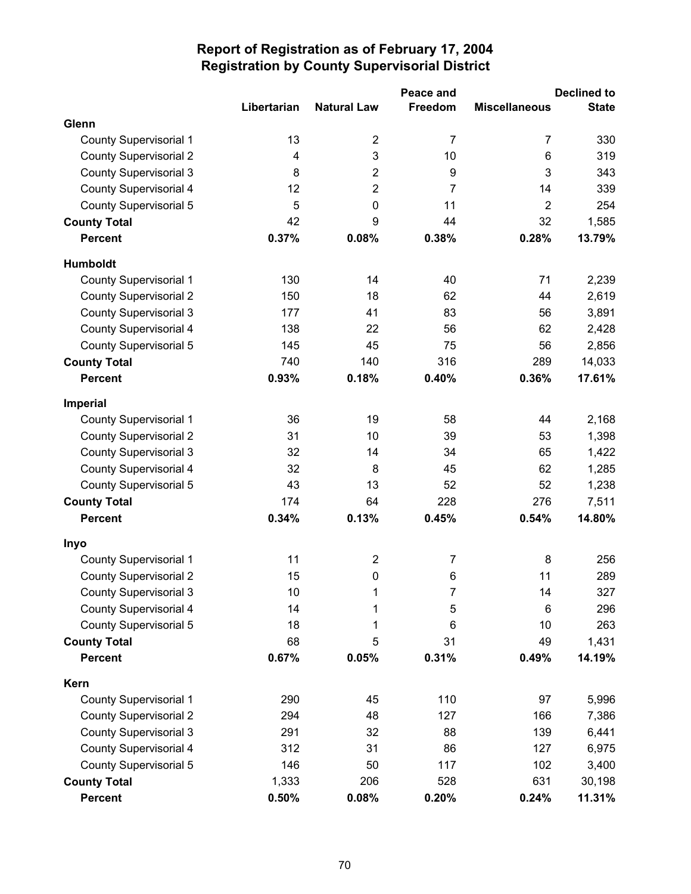## Report of Registration as of February 17, 2004
## Registration by County Supervisorial District

| | Libertarian | Natural Law | Peace and Freedom | Miscellaneous | Declined to State |
|---|---|---|---|---|---|
| **Glenn** | | | | | |
| County Supervisorial 1 | 13 | 2 | 7 | 7 | 330 |
| County Supervisorial 2 | 4 | 3 | 10 | 6 | 319 |
| County Supervisorial 3 | 8 | 2 | 9 | 3 | 343 |
| County Supervisorial 4 | 12 | 2 | 7 | 14 | 339 |
| County Supervisorial 5 | 5 | 0 | 11 | 2 | 254 |
| **County Total** | 42 | 9 | 44 | 32 | 1,585 |
| **Percent** | **0.37%** | **0.08%** | **0.38%** | **0.28%** | **13.79%** |
| **Humboldt** | | | | | |
| County Supervisorial 1 | 130 | 14 | 40 | 71 | 2,239 |
| County Supervisorial 2 | 150 | 18 | 62 | 44 | 2,619 |
| County Supervisorial 3 | 177 | 41 | 83 | 56 | 3,891 |
| County Supervisorial 4 | 138 | 22 | 56 | 62 | 2,428 |
| County Supervisorial 5 | 145 | 45 | 75 | 56 | 2,856 |
| **County Total** | 740 | 140 | 316 | 289 | 14,033 |
| **Percent** | **0.93%** | **0.18%** | **0.40%** | **0.36%** | **17.61%** |
| **Imperial** | | | | | |
| County Supervisorial 1 | 36 | 19 | 58 | 44 | 2,168 |
| County Supervisorial 2 | 31 | 10 | 39 | 53 | 1,398 |
| County Supervisorial 3 | 32 | 14 | 34 | 65 | 1,422 |
| County Supervisorial 4 | 32 | 8 | 45 | 62 | 1,285 |
| County Supervisorial 5 | 43 | 13 | 52 | 52 | 1,238 |
| **County Total** | 174 | 64 | 228 | 276 | 7,511 |
| **Percent** | **0.34%** | **0.13%** | **0.45%** | **0.54%** | **14.80%** |
| **Inyo** | | | | | |
| County Supervisorial 1 | 11 | 2 | 7 | 8 | 256 |
| County Supervisorial 2 | 15 | 0 | 6 | 11 | 289 |
| County Supervisorial 3 | 10 | 1 | 7 | 14 | 327 |
| County Supervisorial 4 | 14 | 1 | 5 | 6 | 296 |
| County Supervisorial 5 | 18 | 1 | 6 | 10 | 263 |
| **County Total** | 68 | 5 | 31 | 49 | 1,431 |
| **Percent** | **0.67%** | **0.05%** | **0.31%** | **0.49%** | **14.19%** |
| **Kern** | | | | | |
| County Supervisorial 1 | 290 | 45 | 110 | 97 | 5,996 |
| County Supervisorial 2 | 294 | 48 | 127 | 166 | 7,386 |
| County Supervisorial 3 | 291 | 32 | 88 | 139 | 6,441 |
| County Supervisorial 4 | 312 | 31 | 86 | 127 | 6,975 |
| County Supervisorial 5 | 146 | 50 | 117 | 102 | 3,400 |
| **County Total** | 1,333 | 206 | 528 | 631 | 30,198 |
| **Percent** | **0.50%** | **0.08%** | **0.20%** | **0.24%** | **11.31%** |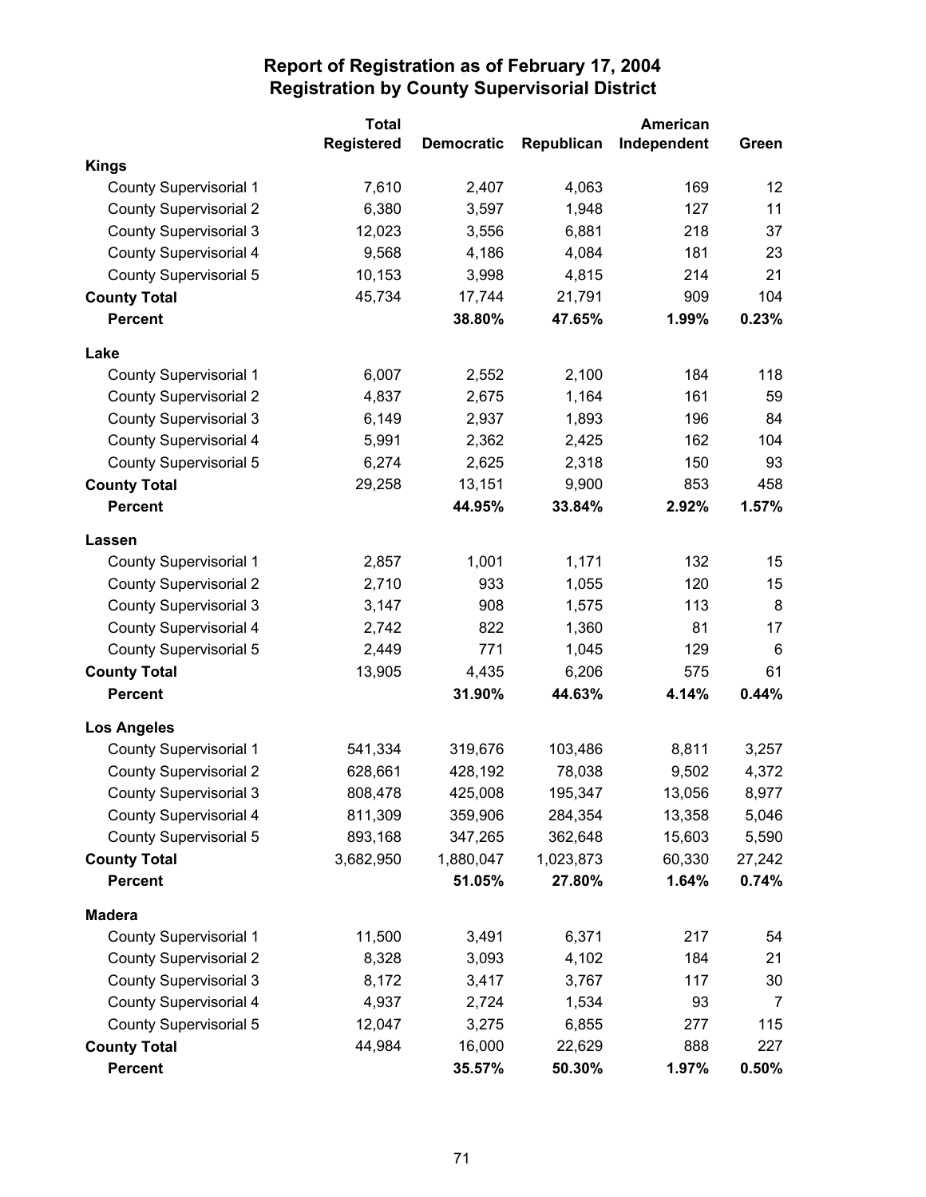# Report of Registration as of February 17, 2004
## Registration by County Supervisorial District

| | Total Registered | Democratic | Republican | American Independent | Green |
|---|---|---|---|---|---|
| **Kings** | | | | | |
| County Supervisorial 1 | 7,610 | 2,407 | 4,063 | 169 | 12 |
| County Supervisorial 2 | 6,380 | 3,597 | 1,948 | 127 | 11 |
| County Supervisorial 3 | 12,023 | 3,556 | 6,881 | 218 | 37 |
| County Supervisorial 4 | 9,568 | 4,186 | 4,084 | 181 | 23 |
| County Supervisorial 5 | 10,153 | 3,998 | 4,815 | 214 | 21 |
| **County Total** | 45,734 | 17,744 | 21,791 | 909 | 104 |
| **Percent** | | **38.80%** | **47.65%** | **1.99%** | **0.23%** |
| **Lake** | | | | | |
| County Supervisorial 1 | 6,007 | 2,552 | 2,100 | 184 | 118 |
| County Supervisorial 2 | 4,837 | 2,675 | 1,164 | 161 | 59 |
| County Supervisorial 3 | 6,149 | 2,937 | 1,893 | 196 | 84 |
| County Supervisorial 4 | 5,991 | 2,362 | 2,425 | 162 | 104 |
| County Supervisorial 5 | 6,274 | 2,625 | 2,318 | 150 | 93 |
| **County Total** | 29,258 | 13,151 | 9,900 | 853 | 458 |
| **Percent** | | **44.95%** | **33.84%** | **2.92%** | **1.57%** |
| **Lassen** | | | | | |
| County Supervisorial 1 | 2,857 | 1,001 | 1,171 | 132 | 15 |
| County Supervisorial 2 | 2,710 | 933 | 1,055 | 120 | 15 |
| County Supervisorial 3 | 3,147 | 908 | 1,575 | 113 | 8 |
| County Supervisorial 4 | 2,742 | 822 | 1,360 | 81 | 17 |
| County Supervisorial 5 | 2,449 | 771 | 1,045 | 129 | 6 |
| **County Total** | 13,905 | 4,435 | 6,206 | 575 | 61 |
| **Percent** | | **31.90%** | **44.63%** | **4.14%** | **0.44%** |
| **Los Angeles** | | | | | |
| County Supervisorial 1 | 541,334 | 319,676 | 103,486 | 8,811 | 3,257 |
| County Supervisorial 2 | 628,661 | 428,192 | 78,038 | 9,502 | 4,372 |
| County Supervisorial 3 | 808,478 | 425,008 | 195,347 | 13,056 | 8,977 |
| County Supervisorial 4 | 811,309 | 359,906 | 284,354 | 13,358 | 5,046 |
| County Supervisorial 5 | 893,168 | 347,265 | 362,648 | 15,603 | 5,590 |
| **County Total** | 3,682,950 | 1,880,047 | 1,023,873 | 60,330 | 27,242 |
| **Percent** | | **51.05%** | **27.80%** | **1.64%** | **0.74%** |
| **Madera** | | | | | |
| County Supervisorial 1 | 11,500 | 3,491 | 6,371 | 217 | 54 |
| County Supervisorial 2 | 8,328 | 3,093 | 4,102 | 184 | 21 |
| County Supervisorial 3 | 8,172 | 3,417 | 3,767 | 117 | 30 |
| County Supervisorial 4 | 4,937 | 2,724 | 1,534 | 93 | 7 |
| County Supervisorial 5 | 12,047 | 3,275 | 6,855 | 277 | 115 |
| **County Total** | 44,984 | 16,000 | 22,629 | 888 | 227 |
| **Percent** | | **35.57%** | **50.30%** | **1.97%** | **0.50%** |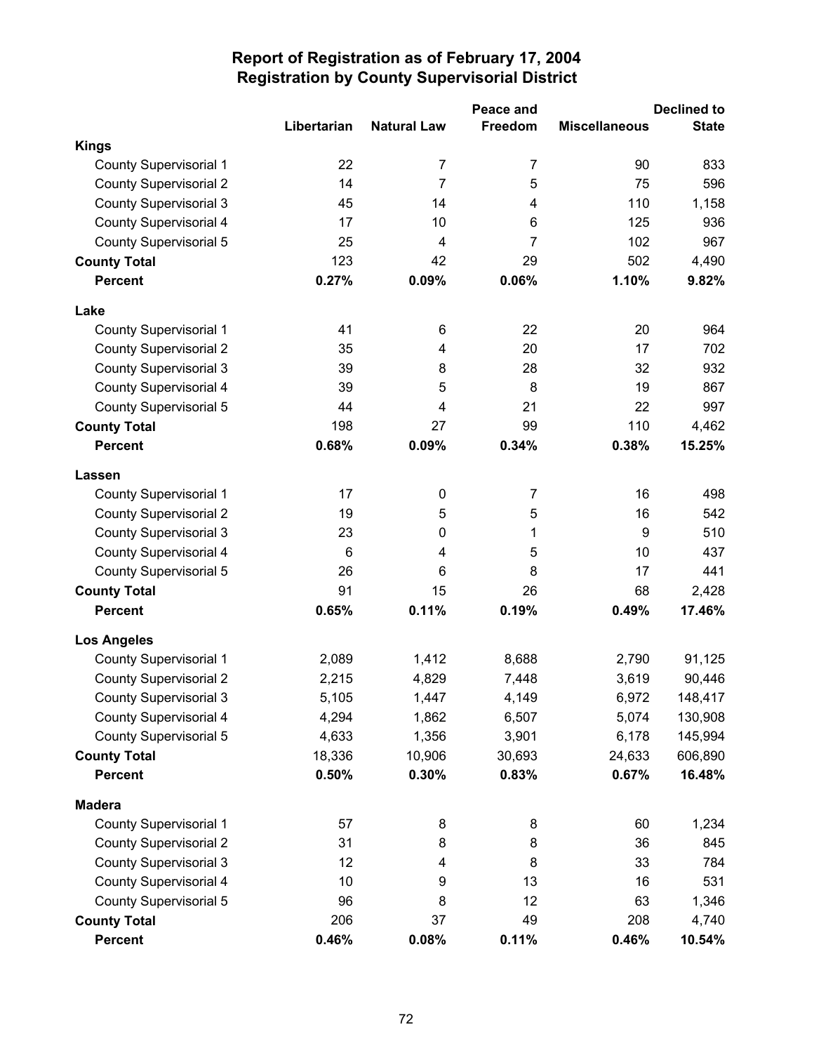# Report of Registration as of February 17, 2004
## Registration by County Supervisorial District

| | Libertarian | Natural Law | Peace and Freedom | Miscellaneous | Declined to State |
|---|---|---|---|---|---|
| **Kings** | | | | | |
| County Supervisorial 1 | 22 | 7 | 7 | 90 | 833 |
| County Supervisorial 2 | 14 | 7 | 5 | 75 | 596 |
| County Supervisorial 3 | 45 | 14 | 4 | 110 | 1,158 |
| County Supervisorial 4 | 17 | 10 | 6 | 125 | 936 |
| County Supervisorial 5 | 25 | 4 | 7 | 102 | 967 |
| **County Total** | 123 | 42 | 29 | 502 | 4,490 |
| **Percent** | **0.27%** | **0.09%** | **0.06%** | **1.10%** | **9.82%** |
| **Lake** | | | | | |
| County Supervisorial 1 | 41 | 6 | 22 | 20 | 964 |
| County Supervisorial 2 | 35 | 4 | 20 | 17 | 702 |
| County Supervisorial 3 | 39 | 8 | 28 | 32 | 932 |
| County Supervisorial 4 | 39 | 5 | 8 | 19 | 867 |
| County Supervisorial 5 | 44 | 4 | 21 | 22 | 997 |
| **County Total** | 198 | 27 | 99 | 110 | 4,462 |
| **Percent** | **0.68%** | **0.09%** | **0.34%** | **0.38%** | **15.25%** |
| **Lassen** | | | | | |
| County Supervisorial 1 | 17 | 0 | 7 | 16 | 498 |
| County Supervisorial 2 | 19 | 5 | 5 | 16 | 542 |
| County Supervisorial 3 | 23 | 0 | 1 | 9 | 510 |
| County Supervisorial 4 | 6 | 4 | 5 | 10 | 437 |
| County Supervisorial 5 | 26 | 6 | 8 | 17 | 441 |
| **County Total** | 91 | 15 | 26 | 68 | 2,428 |
| **Percent** | **0.65%** | **0.11%** | **0.19%** | **0.49%** | **17.46%** |
| **Los Angeles** | | | | | |
| County Supervisorial 1 | 2,089 | 1,412 | 8,688 | 2,790 | 91,125 |
| County Supervisorial 2 | 2,215 | 4,829 | 7,448 | 3,619 | 90,446 |
| County Supervisorial 3 | 5,105 | 1,447 | 4,149 | 6,972 | 148,417 |
| County Supervisorial 4 | 4,294 | 1,862 | 6,507 | 5,074 | 130,908 |
| County Supervisorial 5 | 4,633 | 1,356 | 3,901 | 6,178 | 145,994 |
| **County Total** | 18,336 | 10,906 | 30,693 | 24,633 | 606,890 |
| **Percent** | **0.50%** | **0.30%** | **0.83%** | **0.67%** | **16.48%** |
| **Madera** | | | | | |
| County Supervisorial 1 | 57 | 8 | 8 | 60 | 1,234 |
| County Supervisorial 2 | 31 | 8 | 8 | 36 | 845 |
| County Supervisorial 3 | 12 | 4 | 8 | 33 | 784 |
| County Supervisorial 4 | 10 | 9 | 13 | 16 | 531 |
| County Supervisorial 5 | 96 | 8 | 12 | 63 | 1,346 |
| **County Total** | 206 | 37 | 49 | 208 | 4,740 |
| **Percent** | **0.46%** | **0.08%** | **0.11%** | **0.46%** | **10.54%** |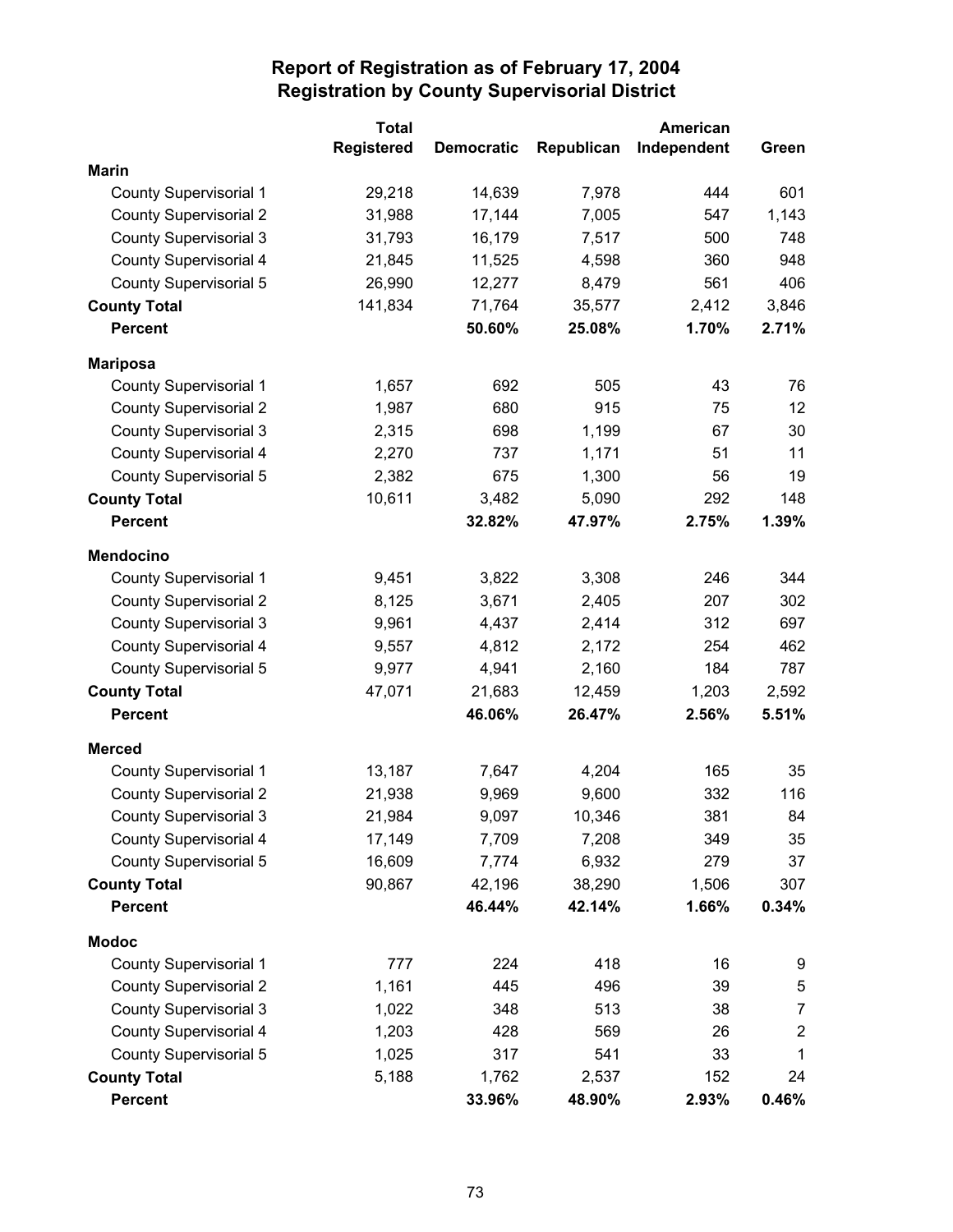# Report of Registration as of February 17, 2004
## Registration by County Supervisorial District

| | Total Registered | Democratic | Republican | American Independent | Green |
|---|---|---|---|---|---|
| **Marin** | | | | | |
| County Supervisorial 1 | 29,218 | 14,639 | 7,978 | 444 | 601 |
| County Supervisorial 2 | 31,988 | 17,144 | 7,005 | 547 | 1,143 |
| County Supervisorial 3 | 31,793 | 16,179 | 7,517 | 500 | 748 |
| County Supervisorial 4 | 21,845 | 11,525 | 4,598 | 360 | 948 |
| County Supervisorial 5 | 26,990 | 12,277 | 8,479 | 561 | 406 |
| **County Total** | 141,834 | 71,764 | 35,577 | 2,412 | 3,846 |
| **Percent** | | **50.60%** | **25.08%** | **1.70%** | **2.71%** |
| **Mariposa** | | | | | |
| County Supervisorial 1 | 1,657 | 692 | 505 | 43 | 76 |
| County Supervisorial 2 | 1,987 | 680 | 915 | 75 | 12 |
| County Supervisorial 3 | 2,315 | 698 | 1,199 | 67 | 30 |
| County Supervisorial 4 | 2,270 | 737 | 1,171 | 51 | 11 |
| County Supervisorial 5 | 2,382 | 675 | 1,300 | 56 | 19 |
| **County Total** | 10,611 | 3,482 | 5,090 | 292 | 148 |
| **Percent** | | **32.82%** | **47.97%** | **2.75%** | **1.39%** |
| **Mendocino** | | | | | |
| County Supervisorial 1 | 9,451 | 3,822 | 3,308 | 246 | 344 |
| County Supervisorial 2 | 8,125 | 3,671 | 2,405 | 207 | 302 |
| County Supervisorial 3 | 9,961 | 4,437 | 2,414 | 312 | 697 |
| County Supervisorial 4 | 9,557 | 4,812 | 2,172 | 254 | 462 |
| County Supervisorial 5 | 9,977 | 4,941 | 2,160 | 184 | 787 |
| **County Total** | 47,071 | 21,683 | 12,459 | 1,203 | 2,592 |
| **Percent** | | **46.06%** | **26.47%** | **2.56%** | **5.51%** |
| **Merced** | | | | | |
| County Supervisorial 1 | 13,187 | 7,647 | 4,204 | 165 | 35 |
| County Supervisorial 2 | 21,938 | 9,969 | 9,600 | 332 | 116 |
| County Supervisorial 3 | 21,984 | 9,097 | 10,346 | 381 | 84 |
| County Supervisorial 4 | 17,149 | 7,709 | 7,208 | 349 | 35 |
| County Supervisorial 5 | 16,609 | 7,774 | 6,932 | 279 | 37 |
| **County Total** | 90,867 | 42,196 | 38,290 | 1,506 | 307 |
| **Percent** | | **46.44%** | **42.14%** | **1.66%** | **0.34%** |
| **Modoc** | | | | | |
| County Supervisorial 1 | 777 | 224 | 418 | 16 | 9 |
| County Supervisorial 2 | 1,161 | 445 | 496 | 39 | 5 |
| County Supervisorial 3 | 1,022 | 348 | 513 | 38 | 7 |
| County Supervisorial 4 | 1,203 | 428 | 569 | 26 | 2 |
| County Supervisorial 5 | 1,025 | 317 | 541 | 33 | 1 |
| **County Total** | 5,188 | 1,762 | 2,537 | 152 | 24 |
| **Percent** | | **33.96%** | **48.90%** | **2.93%** | **0.46%** |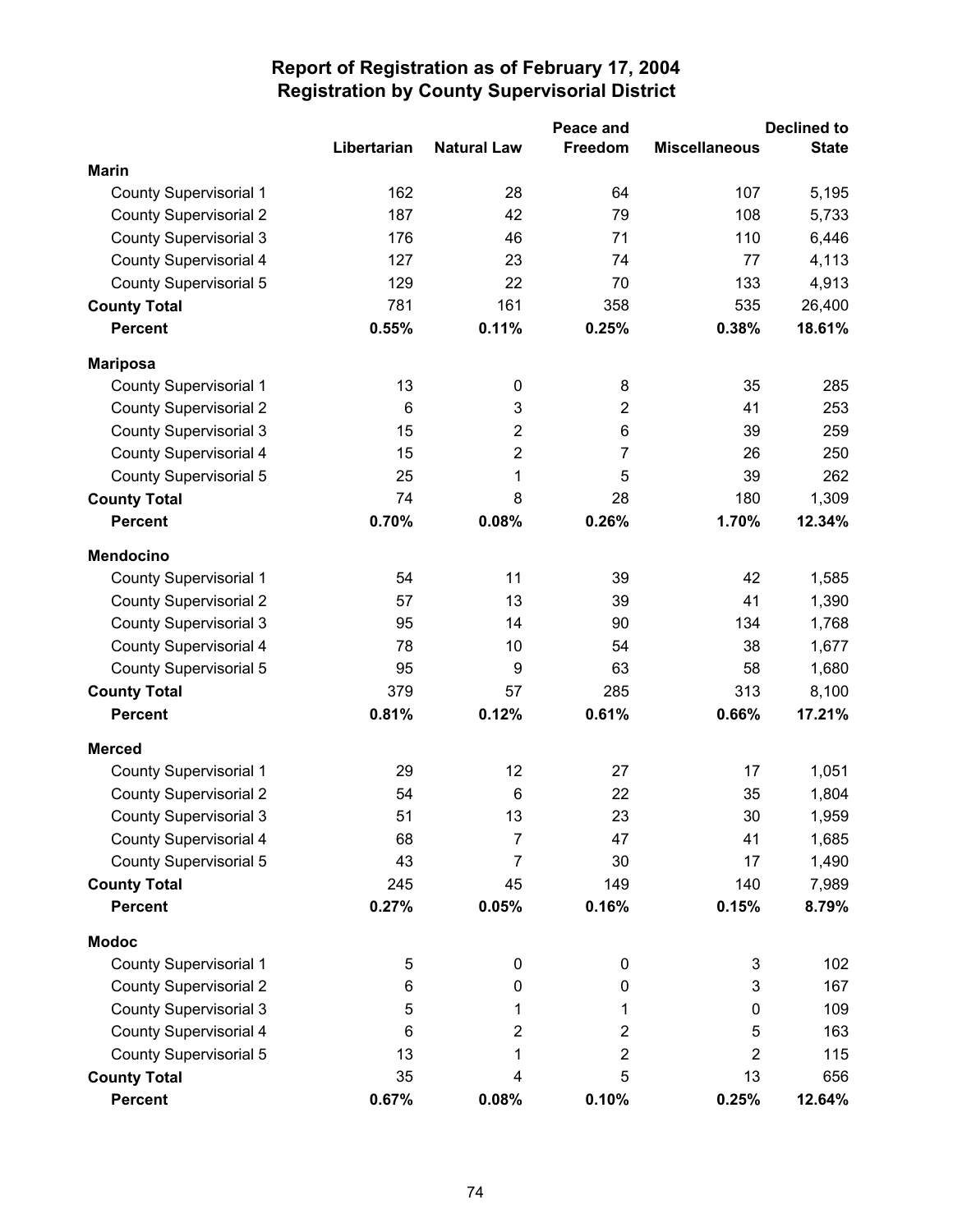# Report of Registration as of February 17, 2004
## Registration by County Supervisorial District

| | Libertarian | Natural Law | Peace and Freedom | Miscellaneous | Declined to State |
|---|---|---|---|---|---|
| **Marin** | | | | | |
| County Supervisorial 1 | 162 | 28 | 64 | 107 | 5,195 |
| County Supervisorial 2 | 187 | 42 | 79 | 108 | 5,733 |
| County Supervisorial 3 | 176 | 46 | 71 | 110 | 6,446 |
| County Supervisorial 4 | 127 | 23 | 74 | 77 | 4,113 |
| County Supervisorial 5 | 129 | 22 | 70 | 133 | 4,913 |
| **County Total** | 781 | 161 | 358 | 535 | 26,400 |
| **Percent** | **0.55%** | **0.11%** | **0.25%** | **0.38%** | **18.61%** |
| **Mariposa** | | | | | |
| County Supervisorial 1 | 13 | 0 | 8 | 35 | 285 |
| County Supervisorial 2 | 6 | 3 | 2 | 41 | 253 |
| County Supervisorial 3 | 15 | 2 | 6 | 39 | 259 |
| County Supervisorial 4 | 15 | 2 | 7 | 26 | 250 |
| County Supervisorial 5 | 25 | 1 | 5 | 39 | 262 |
| **County Total** | 74 | 8 | 28 | 180 | 1,309 |
| **Percent** | **0.70%** | **0.08%** | **0.26%** | **1.70%** | **12.34%** |
| **Mendocino** | | | | | |
| County Supervisorial 1 | 54 | 11 | 39 | 42 | 1,585 |
| County Supervisorial 2 | 57 | 13 | 39 | 41 | 1,390 |
| County Supervisorial 3 | 95 | 14 | 90 | 134 | 1,768 |
| County Supervisorial 4 | 78 | 10 | 54 | 38 | 1,677 |
| County Supervisorial 5 | 95 | 9 | 63 | 58 | 1,680 |
| **County Total** | 379 | 57 | 285 | 313 | 8,100 |
| **Percent** | **0.81%** | **0.12%** | **0.61%** | **0.66%** | **17.21%** |
| **Merced** | | | | | |
| County Supervisorial 1 | 29 | 12 | 27 | 17 | 1,051 |
| County Supervisorial 2 | 54 | 6 | 22 | 35 | 1,804 |
| County Supervisorial 3 | 51 | 13 | 23 | 30 | 1,959 |
| County Supervisorial 4 | 68 | 7 | 47 | 41 | 1,685 |
| County Supervisorial 5 | 43 | 7 | 30 | 17 | 1,490 |
| **County Total** | 245 | 45 | 149 | 140 | 7,989 |
| **Percent** | **0.27%** | **0.05%** | **0.16%** | **0.15%** | **8.79%** |
| **Modoc** | | | | | |
| County Supervisorial 1 | 5 | 0 | 0 | 3 | 102 |
| County Supervisorial 2 | 6 | 0 | 0 | 3 | 167 |
| County Supervisorial 3 | 5 | 1 | 1 | 0 | 109 |
| County Supervisorial 4 | 6 | 2 | 2 | 5 | 163 |
| County Supervisorial 5 | 13 | 1 | 2 | 2 | 115 |
| **County Total** | 35 | 4 | 5 | 13 | 656 |
| **Percent** | **0.67%** | **0.08%** | **0.10%** | **0.25%** | **12.64%** |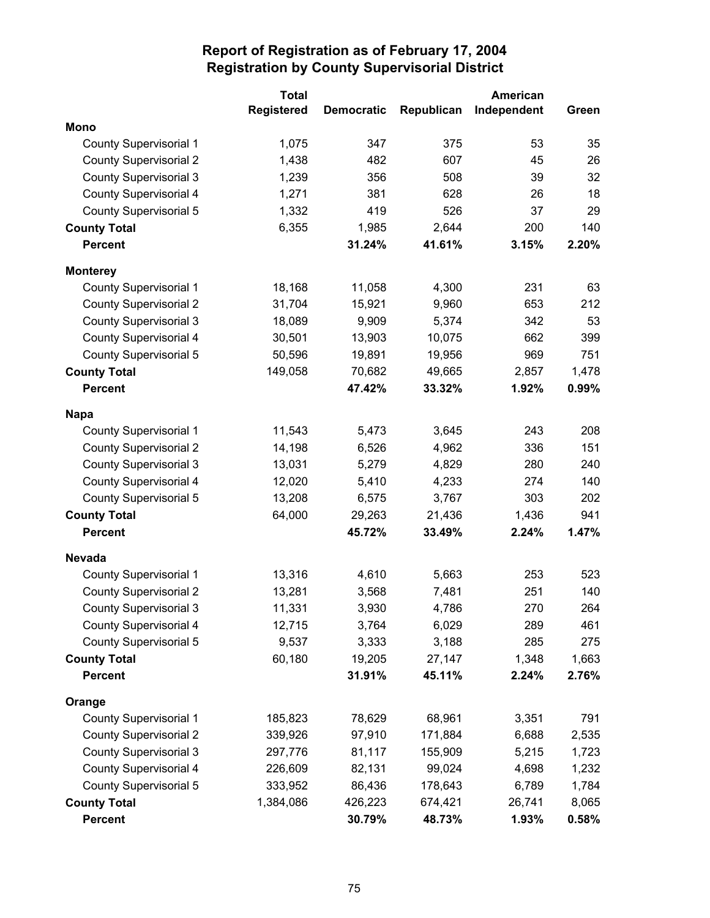# Report of Registration as of February 17, 2004
## Registration by County Supervisorial District

| | Total Registered | Democratic | Republican | American Independent | Green |
|---|---|---|---|---|---|
| **Mono** | | | | | |
| County Supervisorial 1 | 1,075 | 347 | 375 | 53 | 35 |
| County Supervisorial 2 | 1,438 | 482 | 607 | 45 | 26 |
| County Supervisorial 3 | 1,239 | 356 | 508 | 39 | 32 |
| County Supervisorial 4 | 1,271 | 381 | 628 | 26 | 18 |
| County Supervisorial 5 | 1,332 | 419 | 526 | 37 | 29 |
| **County Total** | 6,355 | 1,985 | 2,644 | 200 | 140 |
| **Percent** | | **31.24%** | **41.61%** | **3.15%** | **2.20%** |
| **Monterey** | | | | | |
| County Supervisorial 1 | 18,168 | 11,058 | 4,300 | 231 | 63 |
| County Supervisorial 2 | 31,704 | 15,921 | 9,960 | 653 | 212 |
| County Supervisorial 3 | 18,089 | 9,909 | 5,374 | 342 | 53 |
| County Supervisorial 4 | 30,501 | 13,903 | 10,075 | 662 | 399 |
| County Supervisorial 5 | 50,596 | 19,891 | 19,956 | 969 | 751 |
| **County Total** | 149,058 | 70,682 | 49,665 | 2,857 | 1,478 |
| **Percent** | | **47.42%** | **33.32%** | **1.92%** | **0.99%** |
| **Napa** | | | | | |
| County Supervisorial 1 | 11,543 | 5,473 | 3,645 | 243 | 208 |
| County Supervisorial 2 | 14,198 | 6,526 | 4,962 | 336 | 151 |
| County Supervisorial 3 | 13,031 | 5,279 | 4,829 | 280 | 240 |
| County Supervisorial 4 | 12,020 | 5,410 | 4,233 | 274 | 140 |
| County Supervisorial 5 | 13,208 | 6,575 | 3,767 | 303 | 202 |
| **County Total** | 64,000 | 29,263 | 21,436 | 1,436 | 941 |
| **Percent** | | **45.72%** | **33.49%** | **2.24%** | **1.47%** |
| **Nevada** | | | | | |
| County Supervisorial 1 | 13,316 | 4,610 | 5,663 | 253 | 523 |
| County Supervisorial 2 | 13,281 | 3,568 | 7,481 | 251 | 140 |
| County Supervisorial 3 | 11,331 | 3,930 | 4,786 | 270 | 264 |
| County Supervisorial 4 | 12,715 | 3,764 | 6,029 | 289 | 461 |
| County Supervisorial 5 | 9,537 | 3,333 | 3,188 | 285 | 275 |
| **County Total** | 60,180 | 19,205 | 27,147 | 1,348 | 1,663 |
| **Percent** | | **31.91%** | **45.11%** | **2.24%** | **2.76%** |
| **Orange** | | | | | |
| County Supervisorial 1 | 185,823 | 78,629 | 68,961 | 3,351 | 791 |
| County Supervisorial 2 | 339,926 | 97,910 | 171,884 | 6,688 | 2,535 |
| County Supervisorial 3 | 297,776 | 81,117 | 155,909 | 5,215 | 1,723 |
| County Supervisorial 4 | 226,609 | 82,131 | 99,024 | 4,698 | 1,232 |
| County Supervisorial 5 | 333,952 | 86,436 | 178,643 | 6,789 | 1,784 |
| **County Total** | 1,384,086 | 426,223 | 674,421 | 26,741 | 8,065 |
| **Percent** | | **30.79%** | **48.73%** | **1.93%** | **0.58%** |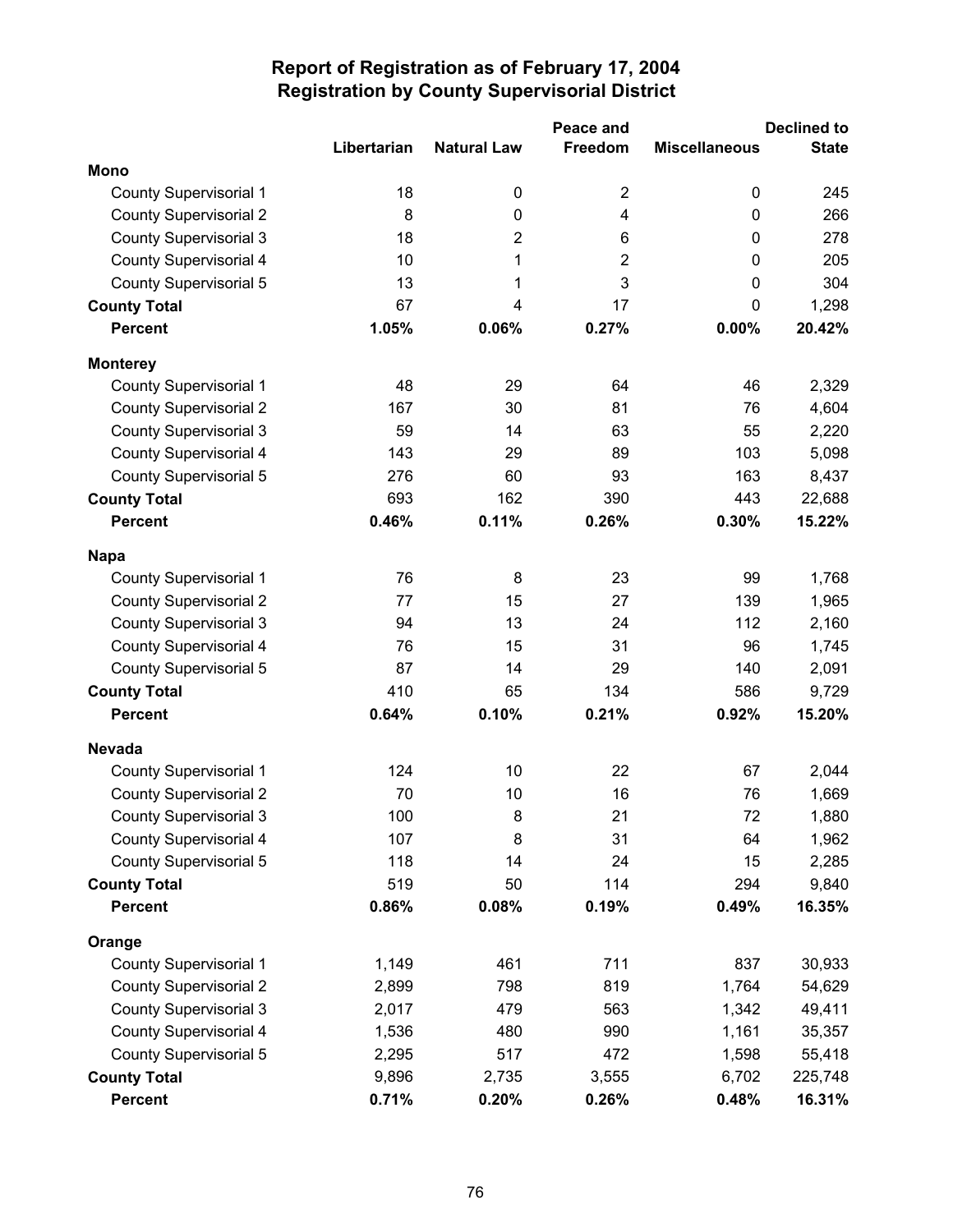# Report of Registration as of February 17, 2004
## Registration by County Supervisorial District

| | Libertarian | Natural Law | Peace and Freedom | Miscellaneous | Declined to State |
|---|---|---|---|---|---|
| **Mono** | | | | | |
| County Supervisorial 1 | 18 | 0 | 2 | 0 | 245 |
| County Supervisorial 2 | 8 | 0 | 4 | 0 | 266 |
| County Supervisorial 3 | 18 | 2 | 6 | 0 | 278 |
| County Supervisorial 4 | 10 | 1 | 2 | 0 | 205 |
| County Supervisorial 5 | 13 | 1 | 3 | 0 | 304 |
| **County Total** | 67 | 4 | 17 | 0 | 1,298 |
| **Percent** | **1.05%** | **0.06%** | **0.27%** | **0.00%** | **20.42%** |
| **Monterey** | | | | | |
| County Supervisorial 1 | 48 | 29 | 64 | 46 | 2,329 |
| County Supervisorial 2 | 167 | 30 | 81 | 76 | 4,604 |
| County Supervisorial 3 | 59 | 14 | 63 | 55 | 2,220 |
| County Supervisorial 4 | 143 | 29 | 89 | 103 | 5,098 |
| County Supervisorial 5 | 276 | 60 | 93 | 163 | 8,437 |
| **County Total** | 693 | 162 | 390 | 443 | 22,688 |
| **Percent** | **0.46%** | **0.11%** | **0.26%** | **0.30%** | **15.22%** |
| **Napa** | | | | | |
| County Supervisorial 1 | 76 | 8 | 23 | 99 | 1,768 |
| County Supervisorial 2 | 77 | 15 | 27 | 139 | 1,965 |
| County Supervisorial 3 | 94 | 13 | 24 | 112 | 2,160 |
| County Supervisorial 4 | 76 | 15 | 31 | 96 | 1,745 |
| County Supervisorial 5 | 87 | 14 | 29 | 140 | 2,091 |
| **County Total** | 410 | 65 | 134 | 586 | 9,729 |
| **Percent** | **0.64%** | **0.10%** | **0.21%** | **0.92%** | **15.20%** |
| **Nevada** | | | | | |
| County Supervisorial 1 | 124 | 10 | 22 | 67 | 2,044 |
| County Supervisorial 2 | 70 | 10 | 16 | 76 | 1,669 |
| County Supervisorial 3 | 100 | 8 | 21 | 72 | 1,880 |
| County Supervisorial 4 | 107 | 8 | 31 | 64 | 1,962 |
| County Supervisorial 5 | 118 | 14 | 24 | 15 | 2,285 |
| **County Total** | 519 | 50 | 114 | 294 | 9,840 |
| **Percent** | **0.86%** | **0.08%** | **0.19%** | **0.49%** | **16.35%** |
| **Orange** | | | | | |
| County Supervisorial 1 | 1,149 | 461 | 711 | 837 | 30,933 |
| County Supervisorial 2 | 2,899 | 798 | 819 | 1,764 | 54,629 |
| County Supervisorial 3 | 2,017 | 479 | 563 | 1,342 | 49,411 |
| County Supervisorial 4 | 1,536 | 480 | 990 | 1,161 | 35,357 |
| County Supervisorial 5 | 2,295 | 517 | 472 | 1,598 | 55,418 |
| **County Total** | 9,896 | 2,735 | 3,555 | 6,702 | 225,748 |
| **Percent** | **0.71%** | **0.20%** | **0.26%** | **0.48%** | **16.31%** |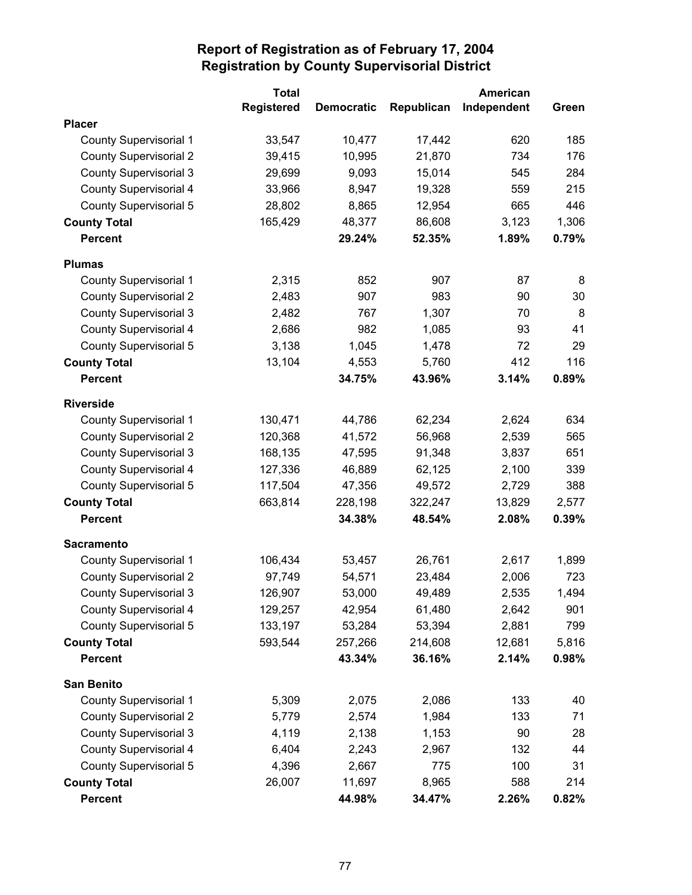# Report of Registration as of February 17, 2004
## Registration by County Supervisorial District

| | Total Registered | Democratic | Republican | American Independent | Green |
|---|---|---|---|---|---|
| **Placer** | | | | | |
| County Supervisorial 1 | 33,547 | 10,477 | 17,442 | 620 | 185 |
| County Supervisorial 2 | 39,415 | 10,995 | 21,870 | 734 | 176 |
| County Supervisorial 3 | 29,699 | 9,093 | 15,014 | 545 | 284 |
| County Supervisorial 4 | 33,966 | 8,947 | 19,328 | 559 | 215 |
| County Supervisorial 5 | 28,802 | 8,865 | 12,954 | 665 | 446 |
| **County Total** | 165,429 | 48,377 | 86,608 | 3,123 | 1,306 |
| **Percent** | | **29.24%** | **52.35%** | **1.89%** | **0.79%** |
| **Plumas** | | | | | |
| County Supervisorial 1 | 2,315 | 852 | 907 | 87 | 8 |
| County Supervisorial 2 | 2,483 | 907 | 983 | 90 | 30 |
| County Supervisorial 3 | 2,482 | 767 | 1,307 | 70 | 8 |
| County Supervisorial 4 | 2,686 | 982 | 1,085 | 93 | 41 |
| County Supervisorial 5 | 3,138 | 1,045 | 1,478 | 72 | 29 |
| **County Total** | 13,104 | 4,553 | 5,760 | 412 | 116 |
| **Percent** | | **34.75%** | **43.96%** | **3.14%** | **0.89%** |
| **Riverside** | | | | | |
| County Supervisorial 1 | 130,471 | 44,786 | 62,234 | 2,624 | 634 |
| County Supervisorial 2 | 120,368 | 41,572 | 56,968 | 2,539 | 565 |
| County Supervisorial 3 | 168,135 | 47,595 | 91,348 | 3,837 | 651 |
| County Supervisorial 4 | 127,336 | 46,889 | 62,125 | 2,100 | 339 |
| County Supervisorial 5 | 117,504 | 47,356 | 49,572 | 2,729 | 388 |
| **County Total** | 663,814 | 228,198 | 322,247 | 13,829 | 2,577 |
| **Percent** | | **34.38%** | **48.54%** | **2.08%** | **0.39%** |
| **Sacramento** | | | | | |
| County Supervisorial 1 | 106,434 | 53,457 | 26,761 | 2,617 | 1,899 |
| County Supervisorial 2 | 97,749 | 54,571 | 23,484 | 2,006 | 723 |
| County Supervisorial 3 | 126,907 | 53,000 | 49,489 | 2,535 | 1,494 |
| County Supervisorial 4 | 129,257 | 42,954 | 61,480 | 2,642 | 901 |
| County Supervisorial 5 | 133,197 | 53,284 | 53,394 | 2,881 | 799 |
| **County Total** | 593,544 | 257,266 | 214,608 | 12,681 | 5,816 |
| **Percent** | | **43.34%** | **36.16%** | **2.14%** | **0.98%** |
| **San Benito** | | | | | |
| County Supervisorial 1 | 5,309 | 2,075 | 2,086 | 133 | 40 |
| County Supervisorial 2 | 5,779 | 2,574 | 1,984 | 133 | 71 |
| County Supervisorial 3 | 4,119 | 2,138 | 1,153 | 90 | 28 |
| County Supervisorial 4 | 6,404 | 2,243 | 2,967 | 132 | 44 |
| County Supervisorial 5 | 4,396 | 2,667 | 775 | 100 | 31 |
| **County Total** | 26,007 | 11,697 | 8,965 | 588 | 214 |
| **Percent** | | **44.98%** | **34.47%** | **2.26%** | **0.82%** |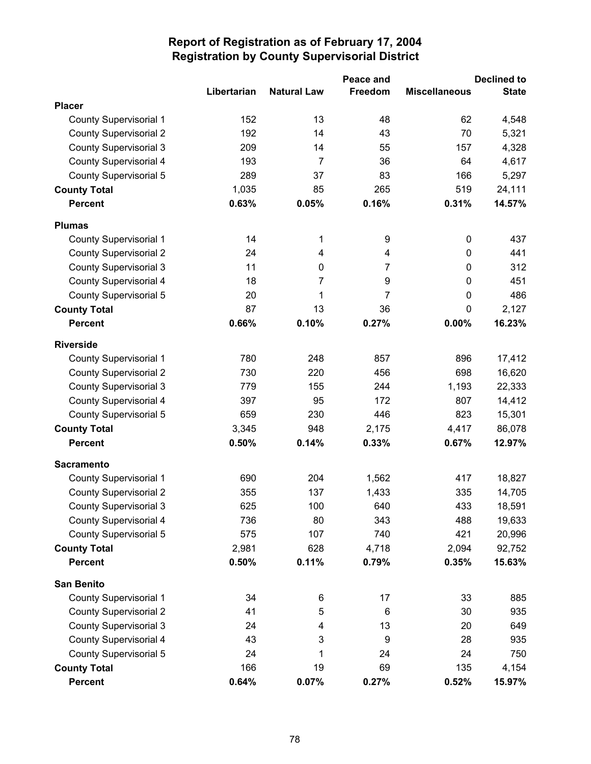# Report of Registration as of February 17, 2004
## Registration by County Supervisorial District

| | Libertarian | Natural Law | Peace and Freedom | Miscellaneous | Declined to State |
|---|---|---|---|---|---|
| **Placer** | | | | | |
| County Supervisorial 1 | 152 | 13 | 48 | 62 | 4,548 |
| County Supervisorial 2 | 192 | 14 | 43 | 70 | 5,321 |
| County Supervisorial 3 | 209 | 14 | 55 | 157 | 4,328 |
| County Supervisorial 4 | 193 | 7 | 36 | 64 | 4,617 |
| County Supervisorial 5 | 289 | 37 | 83 | 166 | 5,297 |
| **County Total** | 1,035 | 85 | 265 | 519 | 24,111 |
| **Percent** | **0.63%** | **0.05%** | **0.16%** | **0.31%** | **14.57%** |
| **Plumas** | | | | | |
| County Supervisorial 1 | 14 | 1 | 9 | 0 | 437 |
| County Supervisorial 2 | 24 | 4 | 4 | 0 | 441 |
| County Supervisorial 3 | 11 | 0 | 7 | 0 | 312 |
| County Supervisorial 4 | 18 | 7 | 9 | 0 | 451 |
| County Supervisorial 5 | 20 | 1 | 7 | 0 | 486 |
| **County Total** | 87 | 13 | 36 | 0 | 2,127 |
| **Percent** | **0.66%** | **0.10%** | **0.27%** | **0.00%** | **16.23%** |
| **Riverside** | | | | | |
| County Supervisorial 1 | 780 | 248 | 857 | 896 | 17,412 |
| County Supervisorial 2 | 730 | 220 | 456 | 698 | 16,620 |
| County Supervisorial 3 | 779 | 155 | 244 | 1,193 | 22,333 |
| County Supervisorial 4 | 397 | 95 | 172 | 807 | 14,412 |
| County Supervisorial 5 | 659 | 230 | 446 | 823 | 15,301 |
| **County Total** | 3,345 | 948 | 2,175 | 4,417 | 86,078 |
| **Percent** | **0.50%** | **0.14%** | **0.33%** | **0.67%** | **12.97%** |
| **Sacramento** | | | | | |
| County Supervisorial 1 | 690 | 204 | 1,562 | 417 | 18,827 |
| County Supervisorial 2 | 355 | 137 | 1,433 | 335 | 14,705 |
| County Supervisorial 3 | 625 | 100 | 640 | 433 | 18,591 |
| County Supervisorial 4 | 736 | 80 | 343 | 488 | 19,633 |
| County Supervisorial 5 | 575 | 107 | 740 | 421 | 20,996 |
| **County Total** | 2,981 | 628 | 4,718 | 2,094 | 92,752 |
| **Percent** | **0.50%** | **0.11%** | **0.79%** | **0.35%** | **15.63%** |
| **San Benito** | | | | | |
| County Supervisorial 1 | 34 | 6 | 17 | 33 | 885 |
| County Supervisorial 2 | 41 | 5 | 6 | 30 | 935 |
| County Supervisorial 3 | 24 | 4 | 13 | 20 | 649 |
| County Supervisorial 4 | 43 | 3 | 9 | 28 | 935 |
| County Supervisorial 5 | 24 | 1 | 24 | 24 | 750 |
| **County Total** | 166 | 19 | 69 | 135 | 4,154 |
| **Percent** | **0.64%** | **0.07%** | **0.27%** | **0.52%** | **15.97%** |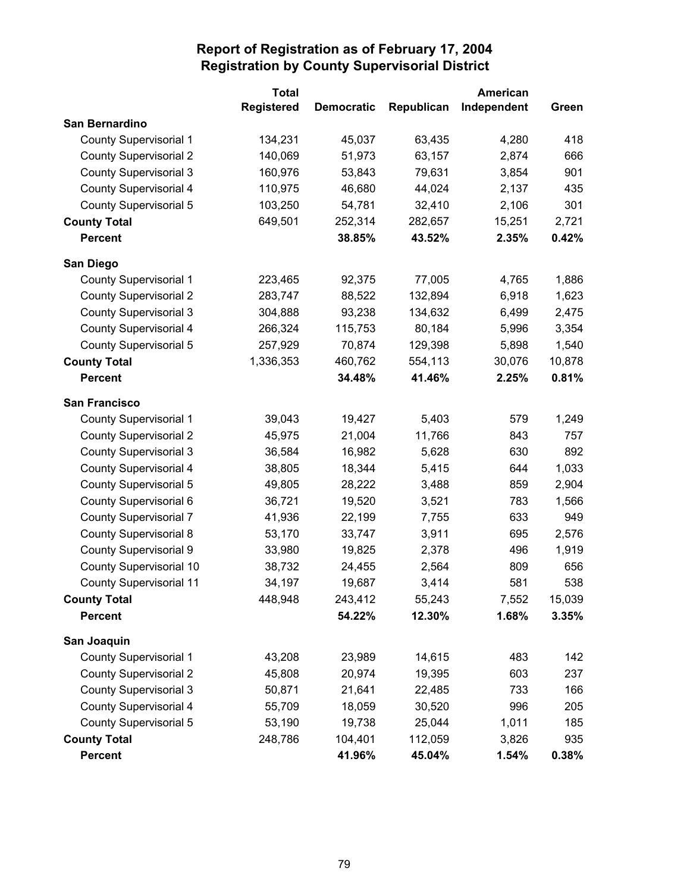# Report of Registration as of February 17, 2004
## Registration by County Supervisorial District

| | Total Registered | Democratic | Republican | American Independent | Green |
|---|---|---|---|---|---|
| **San Bernardino** | | | | | |
| County Supervisorial 1 | 134,231 | 45,037 | 63,435 | 4,280 | 418 |
| County Supervisorial 2 | 140,069 | 51,973 | 63,157 | 2,874 | 666 |
| County Supervisorial 3 | 160,976 | 53,843 | 79,631 | 3,854 | 901 |
| County Supervisorial 4 | 110,975 | 46,680 | 44,024 | 2,137 | 435 |
| County Supervisorial 5 | 103,250 | 54,781 | 32,410 | 2,106 | 301 |
| **County Total** | 649,501 | 252,314 | 282,657 | 15,251 | 2,721 |
| **Percent** | | **38.85%** | **43.52%** | **2.35%** | **0.42%** |
| **San Diego** | | | | | |
| County Supervisorial 1 | 223,465 | 92,375 | 77,005 | 4,765 | 1,886 |
| County Supervisorial 2 | 283,747 | 88,522 | 132,894 | 6,918 | 1,623 |
| County Supervisorial 3 | 304,888 | 93,238 | 134,632 | 6,499 | 2,475 |
| County Supervisorial 4 | 266,324 | 115,753 | 80,184 | 5,996 | 3,354 |
| County Supervisorial 5 | 257,929 | 70,874 | 129,398 | 5,898 | 1,540 |
| **County Total** | 1,336,353 | 460,762 | 554,113 | 30,076 | 10,878 |
| **Percent** | | **34.48%** | **41.46%** | **2.25%** | **0.81%** |
| **San Francisco** | | | | | |
| County Supervisorial 1 | 39,043 | 19,427 | 5,403 | 579 | 1,249 |
| County Supervisorial 2 | 45,975 | 21,004 | 11,766 | 843 | 757 |
| County Supervisorial 3 | 36,584 | 16,982 | 5,628 | 630 | 892 |
| County Supervisorial 4 | 38,805 | 18,344 | 5,415 | 644 | 1,033 |
| County Supervisorial 5 | 49,805 | 28,222 | 3,488 | 859 | 2,904 |
| County Supervisorial 6 | 36,721 | 19,520 | 3,521 | 783 | 1,566 |
| County Supervisorial 7 | 41,936 | 22,199 | 7,755 | 633 | 949 |
| County Supervisorial 8 | 53,170 | 33,747 | 3,911 | 695 | 2,576 |
| County Supervisorial 9 | 33,980 | 19,825 | 2,378 | 496 | 1,919 |
| County Supervisorial 10 | 38,732 | 24,455 | 2,564 | 809 | 656 |
| County Supervisorial 11 | 34,197 | 19,687 | 3,414 | 581 | 538 |
| **County Total** | 448,948 | 243,412 | 55,243 | 7,552 | 15,039 |
| **Percent** | | **54.22%** | **12.30%** | **1.68%** | **3.35%** |
| **San Joaquin** | | | | | |
| County Supervisorial 1 | 43,208 | 23,989 | 14,615 | 483 | 142 |
| County Supervisorial 2 | 45,808 | 20,974 | 19,395 | 603 | 237 |
| County Supervisorial 3 | 50,871 | 21,641 | 22,485 | 733 | 166 |
| County Supervisorial 4 | 55,709 | 18,059 | 30,520 | 996 | 205 |
| County Supervisorial 5 | 53,190 | 19,738 | 25,044 | 1,011 | 185 |
| **County Total** | 248,786 | 104,401 | 112,059 | 3,826 | 935 |
| **Percent** | | **41.96%** | **45.04%** | **1.54%** | **0.38%** |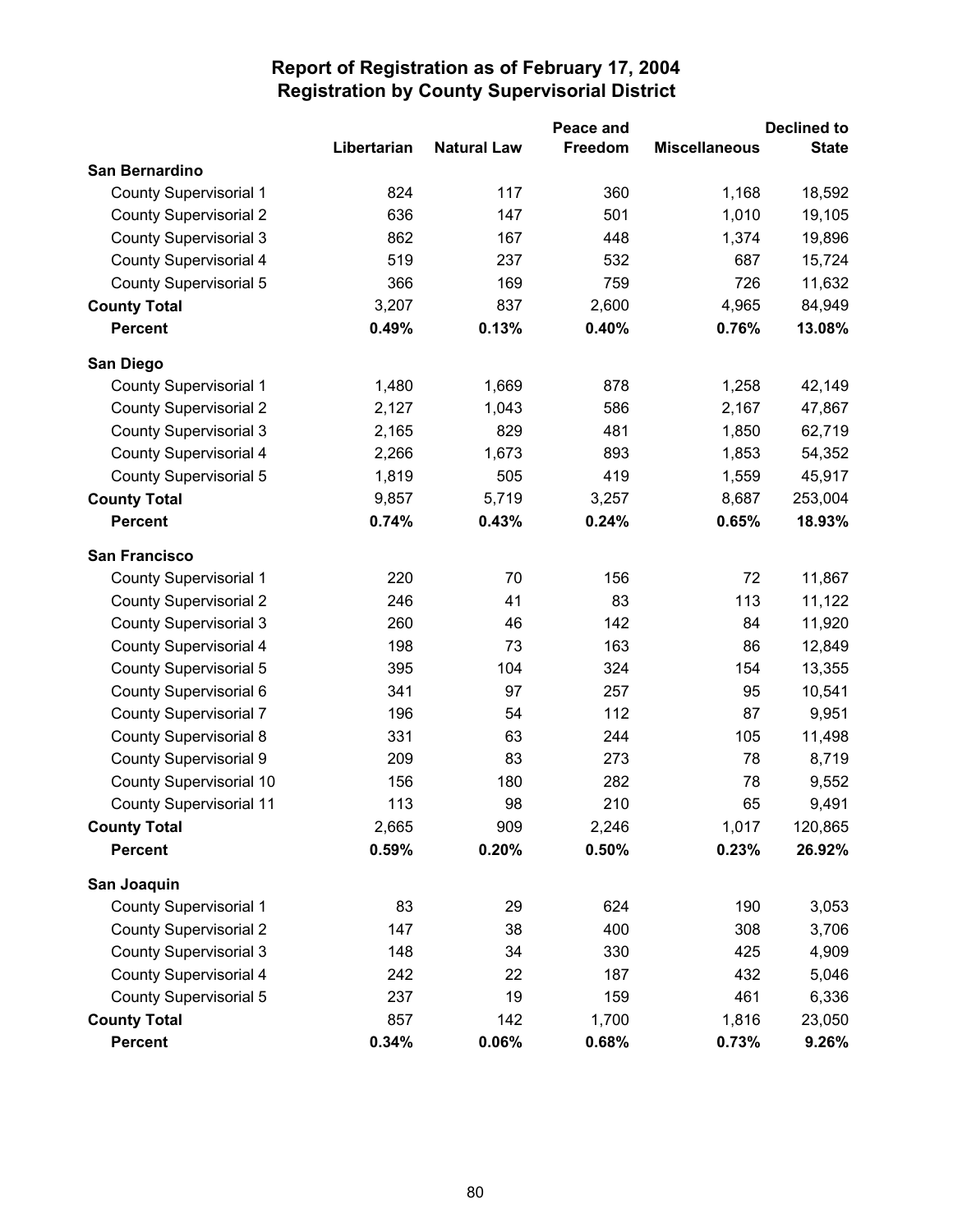# Report of Registration as of February 17, 2004
## Registration by County Supervisorial District

| | Libertarian | Natural Law | Peace and Freedom | Miscellaneous | Declined to State |
|---|---|---|---|---|---|
| **San Bernardino** | | | | | |
| County Supervisorial 1 | 824 | 117 | 360 | 1,168 | 18,592 |
| County Supervisorial 2 | 636 | 147 | 501 | 1,010 | 19,105 |
| County Supervisorial 3 | 862 | 167 | 448 | 1,374 | 19,896 |
| County Supervisorial 4 | 519 | 237 | 532 | 687 | 15,724 |
| County Supervisorial 5 | 366 | 169 | 759 | 726 | 11,632 |
| **County Total** | 3,207 | 837 | 2,600 | 4,965 | 84,949 |
| **Percent** | **0.49%** | **0.13%** | **0.40%** | **0.76%** | **13.08%** |
| **San Diego** | | | | | |
| County Supervisorial 1 | 1,480 | 1,669 | 878 | 1,258 | 42,149 |
| County Supervisorial 2 | 2,127 | 1,043 | 586 | 2,167 | 47,867 |
| County Supervisorial 3 | 2,165 | 829 | 481 | 1,850 | 62,719 |
| County Supervisorial 4 | 2,266 | 1,673 | 893 | 1,853 | 54,352 |
| County Supervisorial 5 | 1,819 | 505 | 419 | 1,559 | 45,917 |
| **County Total** | 9,857 | 5,719 | 3,257 | 8,687 | 253,004 |
| **Percent** | **0.74%** | **0.43%** | **0.24%** | **0.65%** | **18.93%** |
| **San Francisco** | | | | | |
| County Supervisorial 1 | 220 | 70 | 156 | 72 | 11,867 |
| County Supervisorial 2 | 246 | 41 | 83 | 113 | 11,122 |
| County Supervisorial 3 | 260 | 46 | 142 | 84 | 11,920 |
| County Supervisorial 4 | 198 | 73 | 163 | 86 | 12,849 |
| County Supervisorial 5 | 395 | 104 | 324 | 154 | 13,355 |
| County Supervisorial 6 | 341 | 97 | 257 | 95 | 10,541 |
| County Supervisorial 7 | 196 | 54 | 112 | 87 | 9,951 |
| County Supervisorial 8 | 331 | 63 | 244 | 105 | 11,498 |
| County Supervisorial 9 | 209 | 83 | 273 | 78 | 8,719 |
| County Supervisorial 10 | 156 | 180 | 282 | 78 | 9,552 |
| County Supervisorial 11 | 113 | 98 | 210 | 65 | 9,491 |
| **County Total** | 2,665 | 909 | 2,246 | 1,017 | 120,865 |
| **Percent** | **0.59%** | **0.20%** | **0.50%** | **0.23%** | **26.92%** |
| **San Joaquin** | | | | | |
| County Supervisorial 1 | 83 | 29 | 624 | 190 | 3,053 |
| County Supervisorial 2 | 147 | 38 | 400 | 308 | 3,706 |
| County Supervisorial 3 | 148 | 34 | 330 | 425 | 4,909 |
| County Supervisorial 4 | 242 | 22 | 187 | 432 | 5,046 |
| County Supervisorial 5 | 237 | 19 | 159 | 461 | 6,336 |
| **County Total** | 857 | 142 | 1,700 | 1,816 | 23,050 |
| **Percent** | **0.34%** | **0.06%** | **0.68%** | **0.73%** | **9.26%** |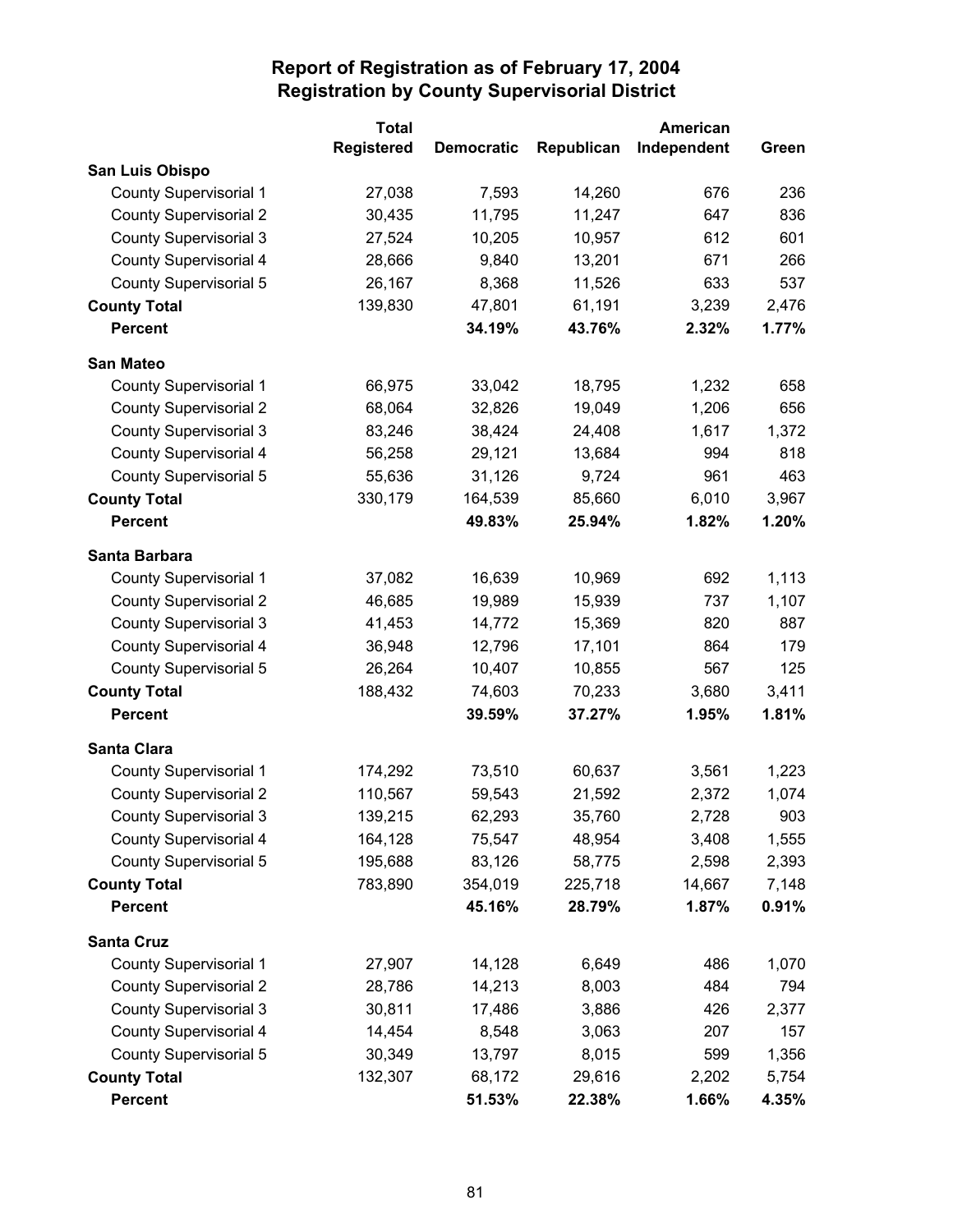# Report of Registration as of February 17, 2004
## Registration by County Supervisorial District

| | Total Registered | Democratic | Republican | American Independent | Green |
|---|---|---|---|---|---|
| **San Luis Obispo** | | | | | |
| County Supervisorial 1 | 27,038 | 7,593 | 14,260 | 676 | 236 |
| County Supervisorial 2 | 30,435 | 11,795 | 11,247 | 647 | 836 |
| County Supervisorial 3 | 27,524 | 10,205 | 10,957 | 612 | 601 |
| County Supervisorial 4 | 28,666 | 9,840 | 13,201 | 671 | 266 |
| County Supervisorial 5 | 26,167 | 8,368 | 11,526 | 633 | 537 |
| **County Total** | 139,830 | 47,801 | 61,191 | 3,239 | 2,476 |
| **Percent** | | **34.19%** | **43.76%** | **2.32%** | **1.77%** |
| **San Mateo** | | | | | |
| County Supervisorial 1 | 66,975 | 33,042 | 18,795 | 1,232 | 658 |
| County Supervisorial 2 | 68,064 | 32,826 | 19,049 | 1,206 | 656 |
| County Supervisorial 3 | 83,246 | 38,424 | 24,408 | 1,617 | 1,372 |
| County Supervisorial 4 | 56,258 | 29,121 | 13,684 | 994 | 818 |
| County Supervisorial 5 | 55,636 | 31,126 | 9,724 | 961 | 463 |
| **County Total** | 330,179 | 164,539 | 85,660 | 6,010 | 3,967 |
| **Percent** | | **49.83%** | **25.94%** | **1.82%** | **1.20%** |
| **Santa Barbara** | | | | | |
| County Supervisorial 1 | 37,082 | 16,639 | 10,969 | 692 | 1,113 |
| County Supervisorial 2 | 46,685 | 19,989 | 15,939 | 737 | 1,107 |
| County Supervisorial 3 | 41,453 | 14,772 | 15,369 | 820 | 887 |
| County Supervisorial 4 | 36,948 | 12,796 | 17,101 | 864 | 179 |
| County Supervisorial 5 | 26,264 | 10,407 | 10,855 | 567 | 125 |
| **County Total** | 188,432 | 74,603 | 70,233 | 3,680 | 3,411 |
| **Percent** | | **39.59%** | **37.27%** | **1.95%** | **1.81%** |
| **Santa Clara** | | | | | |
| County Supervisorial 1 | 174,292 | 73,510 | 60,637 | 3,561 | 1,223 |
| County Supervisorial 2 | 110,567 | 59,543 | 21,592 | 2,372 | 1,074 |
| County Supervisorial 3 | 139,215 | 62,293 | 35,760 | 2,728 | 903 |
| County Supervisorial 4 | 164,128 | 75,547 | 48,954 | 3,408 | 1,555 |
| County Supervisorial 5 | 195,688 | 83,126 | 58,775 | 2,598 | 2,393 |
| **County Total** | 783,890 | 354,019 | 225,718 | 14,667 | 7,148 |
| **Percent** | | **45.16%** | **28.79%** | **1.87%** | **0.91%** |
| **Santa Cruz** | | | | | |
| County Supervisorial 1 | 27,907 | 14,128 | 6,649 | 486 | 1,070 |
| County Supervisorial 2 | 28,786 | 14,213 | 8,003 | 484 | 794 |
| County Supervisorial 3 | 30,811 | 17,486 | 3,886 | 426 | 2,377 |
| County Supervisorial 4 | 14,454 | 8,548 | 3,063 | 207 | 157 |
| County Supervisorial 5 | 30,349 | 13,797 | 8,015 | 599 | 1,356 |
| **County Total** | 132,307 | 68,172 | 29,616 | 2,202 | 5,754 |
| **Percent** | | **51.53%** | **22.38%** | **1.66%** | **4.35%** |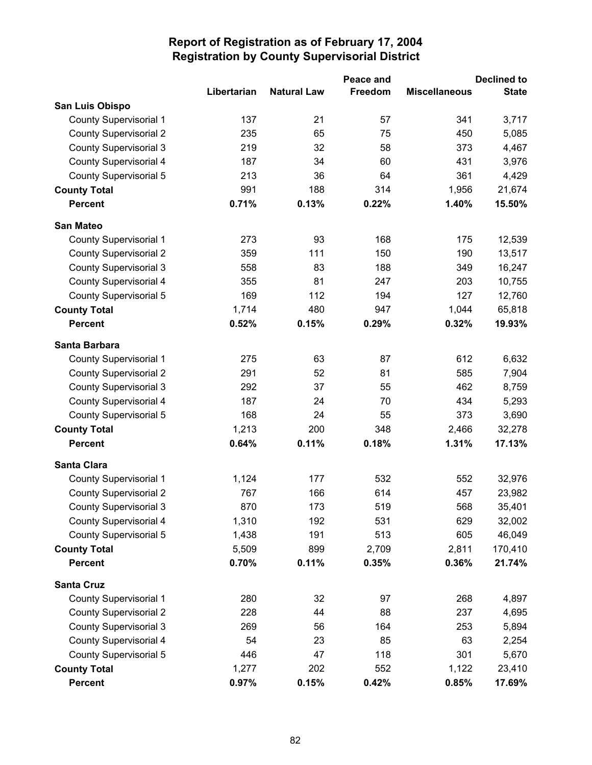# Report of Registration as of February 17, 2004
## Registration by County Supervisorial District

| | Libertarian | Natural Law | Peace and Freedom | Miscellaneous | Declined to State |
|---|---|---|---|---|---|
| **San Luis Obispo** | | | | | |
| County Supervisorial 1 | 137 | 21 | 57 | 341 | 3,717 |
| County Supervisorial 2 | 235 | 65 | 75 | 450 | 5,085 |
| County Supervisorial 3 | 219 | 32 | 58 | 373 | 4,467 |
| County Supervisorial 4 | 187 | 34 | 60 | 431 | 3,976 |
| County Supervisorial 5 | 213 | 36 | 64 | 361 | 4,429 |
| **County Total** | 991 | 188 | 314 | 1,956 | 21,674 |
| **Percent** | **0.71%** | **0.13%** | **0.22%** | **1.40%** | **15.50%** |
| **San Mateo** | | | | | |
| County Supervisorial 1 | 273 | 93 | 168 | 175 | 12,539 |
| County Supervisorial 2 | 359 | 111 | 150 | 190 | 13,517 |
| County Supervisorial 3 | 558 | 83 | 188 | 349 | 16,247 |
| County Supervisorial 4 | 355 | 81 | 247 | 203 | 10,755 |
| County Supervisorial 5 | 169 | 112 | 194 | 127 | 12,760 |
| **County Total** | 1,714 | 480 | 947 | 1,044 | 65,818 |
| **Percent** | **0.52%** | **0.15%** | **0.29%** | **0.32%** | **19.93%** |
| **Santa Barbara** | | | | | |
| County Supervisorial 1 | 275 | 63 | 87 | 612 | 6,632 |
| County Supervisorial 2 | 291 | 52 | 81 | 585 | 7,904 |
| County Supervisorial 3 | 292 | 37 | 55 | 462 | 8,759 |
| County Supervisorial 4 | 187 | 24 | 70 | 434 | 5,293 |
| County Supervisorial 5 | 168 | 24 | 55 | 373 | 3,690 |
| **County Total** | 1,213 | 200 | 348 | 2,466 | 32,278 |
| **Percent** | **0.64%** | **0.11%** | **0.18%** | **1.31%** | **17.13%** |
| **Santa Clara** | | | | | |
| County Supervisorial 1 | 1,124 | 177 | 532 | 552 | 32,976 |
| County Supervisorial 2 | 767 | 166 | 614 | 457 | 23,982 |
| County Supervisorial 3 | 870 | 173 | 519 | 568 | 35,401 |
| County Supervisorial 4 | 1,310 | 192 | 531 | 629 | 32,002 |
| County Supervisorial 5 | 1,438 | 191 | 513 | 605 | 46,049 |
| **County Total** | 5,509 | 899 | 2,709 | 2,811 | 170,410 |
| **Percent** | **0.70%** | **0.11%** | **0.35%** | **0.36%** | **21.74%** |
| **Santa Cruz** | | | | | |
| County Supervisorial 1 | 280 | 32 | 97 | 268 | 4,897 |
| County Supervisorial 2 | 228 | 44 | 88 | 237 | 4,695 |
| County Supervisorial 3 | 269 | 56 | 164 | 253 | 5,894 |
| County Supervisorial 4 | 54 | 23 | 85 | 63 | 2,254 |
| County Supervisorial 5 | 446 | 47 | 118 | 301 | 5,670 |
| **County Total** | 1,277 | 202 | 552 | 1,122 | 23,410 |
| **Percent** | **0.97%** | **0.15%** | **0.42%** | **0.85%** | **17.69%** |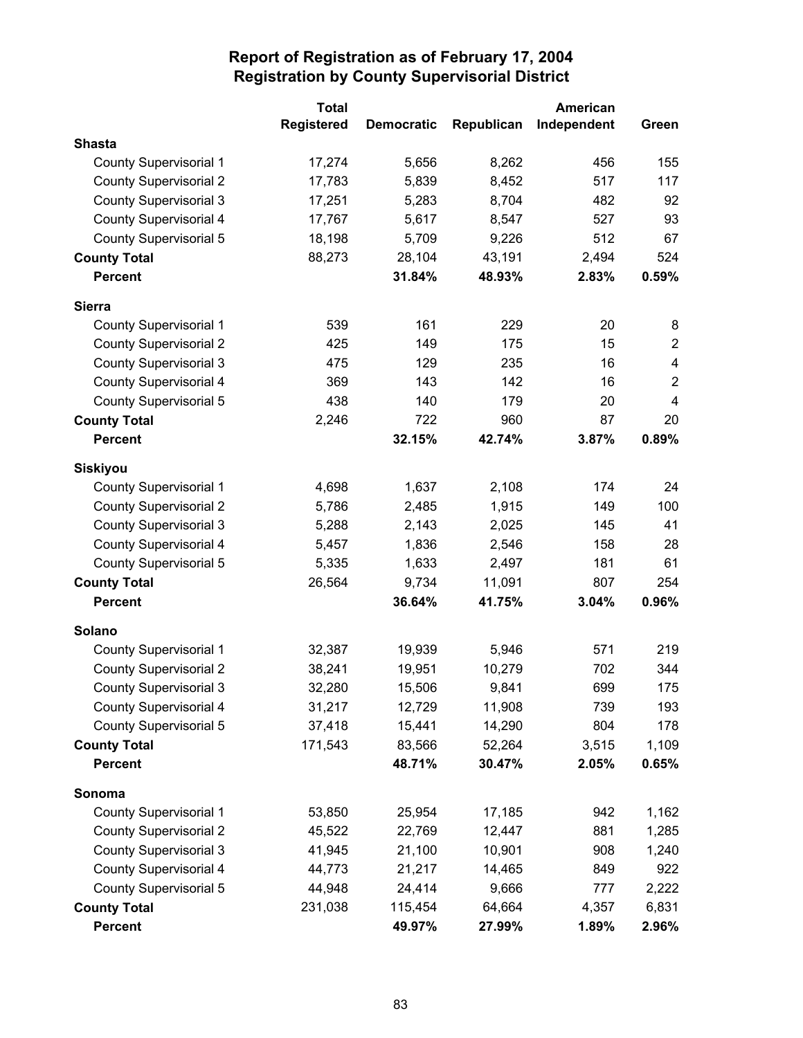# Report of Registration as of February 17, 2004
## Registration by County Supervisorial District

| | Total Registered | Democratic | Republican | American Independent | Green |
|---|---|---|---|---|---|
| **Shasta** | | | | | |
| County Supervisorial 1 | 17,274 | 5,656 | 8,262 | 456 | 155 |
| County Supervisorial 2 | 17,783 | 5,839 | 8,452 | 517 | 117 |
| County Supervisorial 3 | 17,251 | 5,283 | 8,704 | 482 | 92 |
| County Supervisorial 4 | 17,767 | 5,617 | 8,547 | 527 | 93 |
| County Supervisorial 5 | 18,198 | 5,709 | 9,226 | 512 | 67 |
| **County Total** | 88,273 | 28,104 | 43,191 | 2,494 | 524 |
| **Percent** | | **31.84%** | **48.93%** | **2.83%** | **0.59%** |
| **Sierra** | | | | | |
| County Supervisorial 1 | 539 | 161 | 229 | 20 | 8 |
| County Supervisorial 2 | 425 | 149 | 175 | 15 | 2 |
| County Supervisorial 3 | 475 | 129 | 235 | 16 | 4 |
| County Supervisorial 4 | 369 | 143 | 142 | 16 | 2 |
| County Supervisorial 5 | 438 | 140 | 179 | 20 | 4 |
| **County Total** | 2,246 | 722 | 960 | 87 | 20 |
| **Percent** | | **32.15%** | **42.74%** | **3.87%** | **0.89%** |
| **Siskiyou** | | | | | |
| County Supervisorial 1 | 4,698 | 1,637 | 2,108 | 174 | 24 |
| County Supervisorial 2 | 5,786 | 2,485 | 1,915 | 149 | 100 |
| County Supervisorial 3 | 5,288 | 2,143 | 2,025 | 145 | 41 |
| County Supervisorial 4 | 5,457 | 1,836 | 2,546 | 158 | 28 |
| County Supervisorial 5 | 5,335 | 1,633 | 2,497 | 181 | 61 |
| **County Total** | 26,564 | 9,734 | 11,091 | 807 | 254 |
| **Percent** | | **36.64%** | **41.75%** | **3.04%** | **0.96%** |
| **Solano** | | | | | |
| County Supervisorial 1 | 32,387 | 19,939 | 5,946 | 571 | 219 |
| County Supervisorial 2 | 38,241 | 19,951 | 10,279 | 702 | 344 |
| County Supervisorial 3 | 32,280 | 15,506 | 9,841 | 699 | 175 |
| County Supervisorial 4 | 31,217 | 12,729 | 11,908 | 739 | 193 |
| County Supervisorial 5 | 37,418 | 15,441 | 14,290 | 804 | 178 |
| **County Total** | 171,543 | 83,566 | 52,264 | 3,515 | 1,109 |
| **Percent** | | **48.71%** | **30.47%** | **2.05%** | **0.65%** |
| **Sonoma** | | | | | |
| County Supervisorial 1 | 53,850 | 25,954 | 17,185 | 942 | 1,162 |
| County Supervisorial 2 | 45,522 | 22,769 | 12,447 | 881 | 1,285 |
| County Supervisorial 3 | 41,945 | 21,100 | 10,901 | 908 | 1,240 |
| County Supervisorial 4 | 44,773 | 21,217 | 14,465 | 849 | 922 |
| County Supervisorial 5 | 44,948 | 24,414 | 9,666 | 777 | 2,222 |
| **County Total** | 231,038 | 115,454 | 64,664 | 4,357 | 6,831 |
| **Percent** | | **49.97%** | **27.99%** | **1.89%** | **2.96%** |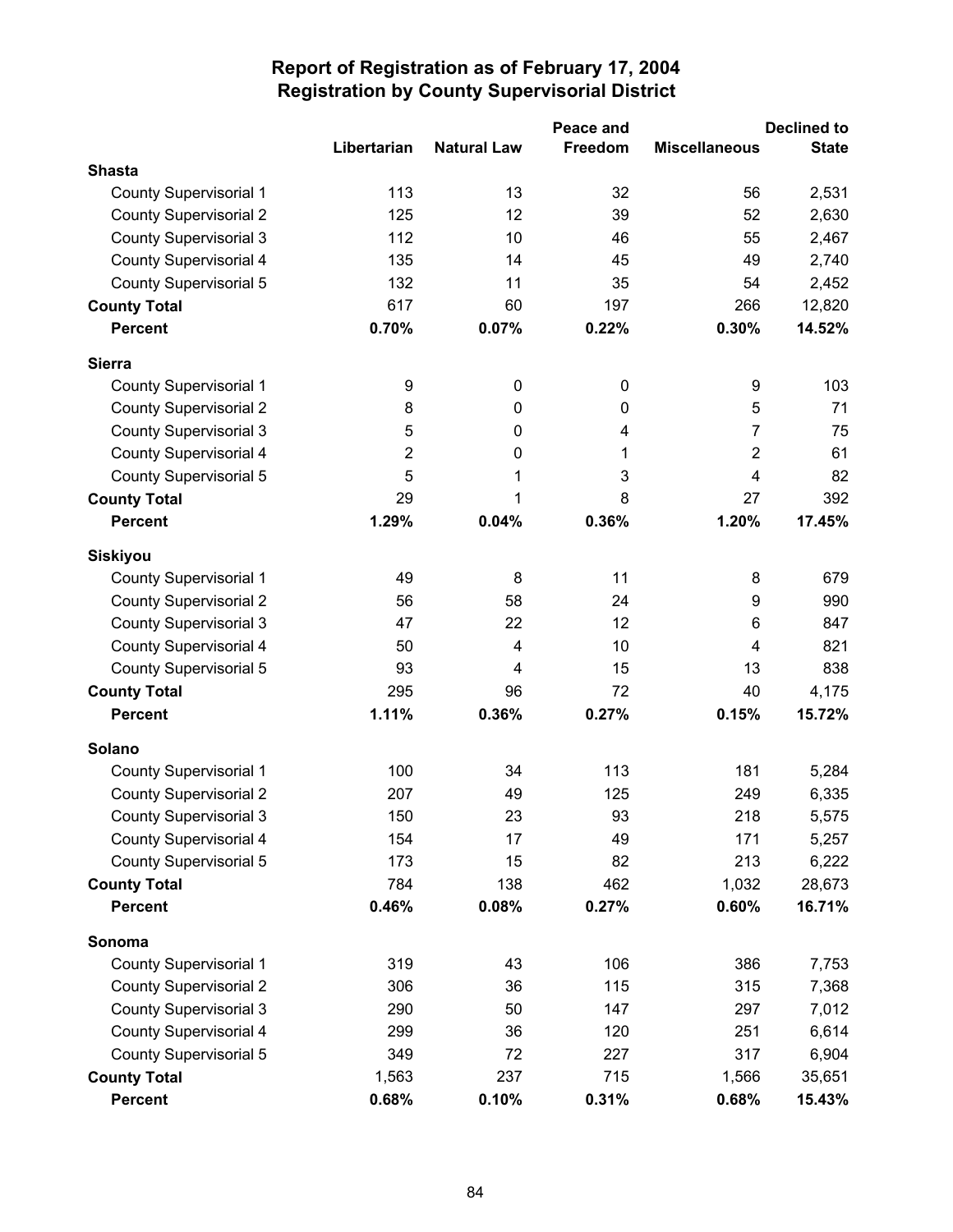# Report of Registration as of February 17, 2004
## Registration by County Supervisorial District

| | Libertarian | Natural Law | Peace and Freedom | Miscellaneous | Declined to State |
|---|---|---|---|---|---|
| **Shasta** | | | | | |
| County Supervisorial 1 | 113 | 13 | 32 | 56 | 2,531 |
| County Supervisorial 2 | 125 | 12 | 39 | 52 | 2,630 |
| County Supervisorial 3 | 112 | 10 | 46 | 55 | 2,467 |
| County Supervisorial 4 | 135 | 14 | 45 | 49 | 2,740 |
| County Supervisorial 5 | 132 | 11 | 35 | 54 | 2,452 |
| **County Total** | 617 | 60 | 197 | 266 | 12,820 |
| **Percent** | **0.70%** | **0.07%** | **0.22%** | **0.30%** | **14.52%** |
| **Sierra** | | | | | |
| County Supervisorial 1 | 9 | 0 | 0 | 9 | 103 |
| County Supervisorial 2 | 8 | 0 | 0 | 5 | 71 |
| County Supervisorial 3 | 5 | 0 | 4 | 7 | 75 |
| County Supervisorial 4 | 2 | 0 | 1 | 2 | 61 |
| County Supervisorial 5 | 5 | 1 | 3 | 4 | 82 |
| **County Total** | 29 | 1 | 8 | 27 | 392 |
| **Percent** | **1.29%** | **0.04%** | **0.36%** | **1.20%** | **17.45%** |
| **Siskiyou** | | | | | |
| County Supervisorial 1 | 49 | 8 | 11 | 8 | 679 |
| County Supervisorial 2 | 56 | 58 | 24 | 9 | 990 |
| County Supervisorial 3 | 47 | 22 | 12 | 6 | 847 |
| County Supervisorial 4 | 50 | 4 | 10 | 4 | 821 |
| County Supervisorial 5 | 93 | 4 | 15 | 13 | 838 |
| **County Total** | 295 | 96 | 72 | 40 | 4,175 |
| **Percent** | **1.11%** | **0.36%** | **0.27%** | **0.15%** | **15.72%** |
| **Solano** | | | | | |
| County Supervisorial 1 | 100 | 34 | 113 | 181 | 5,284 |
| County Supervisorial 2 | 207 | 49 | 125 | 249 | 6,335 |
| County Supervisorial 3 | 150 | 23 | 93 | 218 | 5,575 |
| County Supervisorial 4 | 154 | 17 | 49 | 171 | 5,257 |
| County Supervisorial 5 | 173 | 15 | 82 | 213 | 6,222 |
| **County Total** | 784 | 138 | 462 | 1,032 | 28,673 |
| **Percent** | **0.46%** | **0.08%** | **0.27%** | **0.60%** | **16.71%** |
| **Sonoma** | | | | | |
| County Supervisorial 1 | 319 | 43 | 106 | 386 | 7,753 |
| County Supervisorial 2 | 306 | 36 | 115 | 315 | 7,368 |
| County Supervisorial 3 | 290 | 50 | 147 | 297 | 7,012 |
| County Supervisorial 4 | 299 | 36 | 120 | 251 | 6,614 |
| County Supervisorial 5 | 349 | 72 | 227 | 317 | 6,904 |
| **County Total** | 1,563 | 237 | 715 | 1,566 | 35,651 |
| **Percent** | **0.68%** | **0.10%** | **0.31%** | **0.68%** | **15.43%** |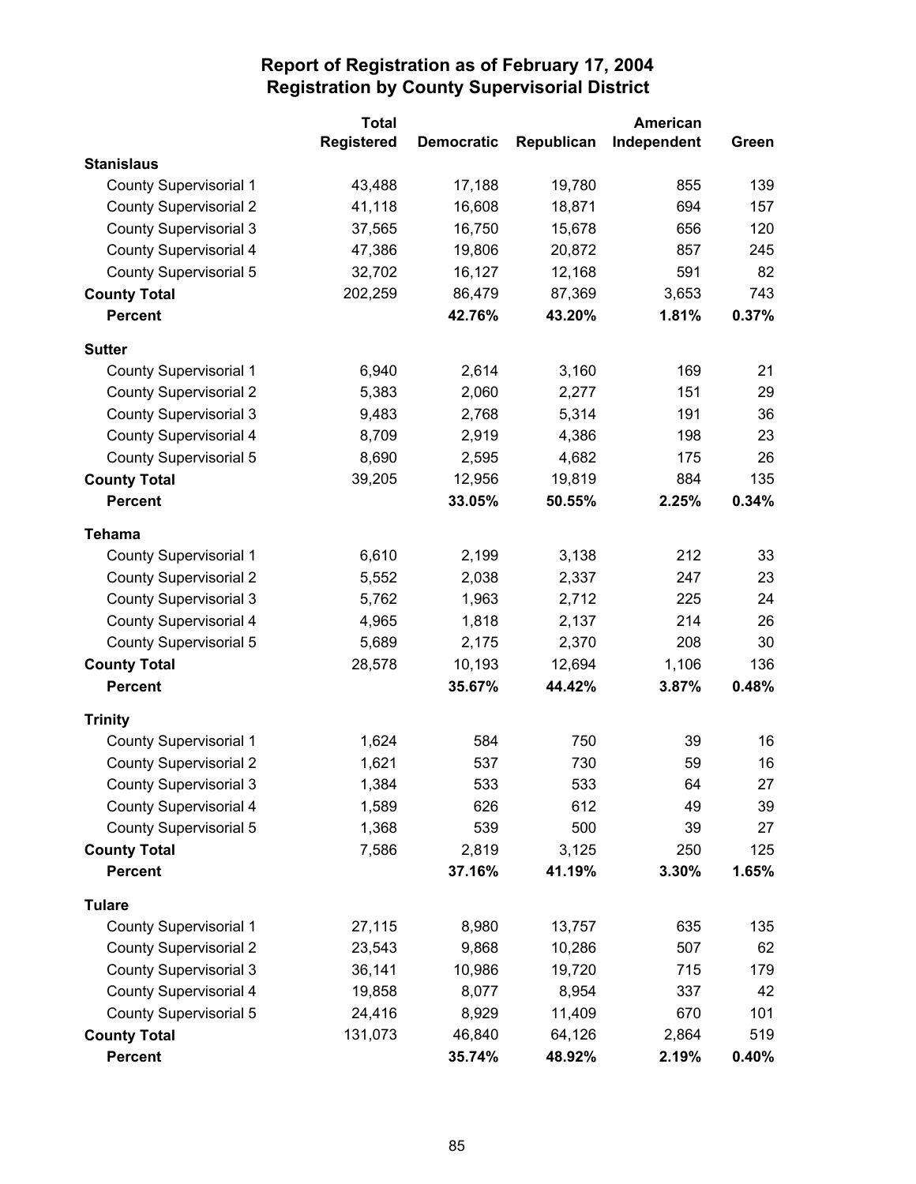# Report of Registration as of February 17, 2004
## Registration by County Supervisorial District

| | Total Registered | Democratic | Republican | American Independent | Green |
|---|---|---|---|---|---|
| **Stanislaus** | | | | | |
| County Supervisorial 1 | 43,488 | 17,188 | 19,780 | 855 | 139 |
| County Supervisorial 2 | 41,118 | 16,608 | 18,871 | 694 | 157 |
| County Supervisorial 3 | 37,565 | 16,750 | 15,678 | 656 | 120 |
| County Supervisorial 4 | 47,386 | 19,806 | 20,872 | 857 | 245 |
| County Supervisorial 5 | 32,702 | 16,127 | 12,168 | 591 | 82 |
| **County Total** | 202,259 | 86,479 | 87,369 | 3,653 | 743 |
| **Percent** | | **42.76%** | **43.20%** | **1.81%** | **0.37%** |
| **Sutter** | | | | | |
| County Supervisorial 1 | 6,940 | 2,614 | 3,160 | 169 | 21 |
| County Supervisorial 2 | 5,383 | 2,060 | 2,277 | 151 | 29 |
| County Supervisorial 3 | 9,483 | 2,768 | 5,314 | 191 | 36 |
| County Supervisorial 4 | 8,709 | 2,919 | 4,386 | 198 | 23 |
| County Supervisorial 5 | 8,690 | 2,595 | 4,682 | 175 | 26 |
| **County Total** | 39,205 | 12,956 | 19,819 | 884 | 135 |
| **Percent** | | **33.05%** | **50.55%** | **2.25%** | **0.34%** |
| **Tehama** | | | | | |
| County Supervisorial 1 | 6,610 | 2,199 | 3,138 | 212 | 33 |
| County Supervisorial 2 | 5,552 | 2,038 | 2,337 | 247 | 23 |
| County Supervisorial 3 | 5,762 | 1,963 | 2,712 | 225 | 24 |
| County Supervisorial 4 | 4,965 | 1,818 | 2,137 | 214 | 26 |
| County Supervisorial 5 | 5,689 | 2,175 | 2,370 | 208 | 30 |
| **County Total** | 28,578 | 10,193 | 12,694 | 1,106 | 136 |
| **Percent** | | **35.67%** | **44.42%** | **3.87%** | **0.48%** |
| **Trinity** | | | | | |
| County Supervisorial 1 | 1,624 | 584 | 750 | 39 | 16 |
| County Supervisorial 2 | 1,621 | 537 | 730 | 59 | 16 |
| County Supervisorial 3 | 1,384 | 533 | 533 | 64 | 27 |
| County Supervisorial 4 | 1,589 | 626 | 612 | 49 | 39 |
| County Supervisorial 5 | 1,368 | 539 | 500 | 39 | 27 |
| **County Total** | 7,586 | 2,819 | 3,125 | 250 | 125 |
| **Percent** | | **37.16%** | **41.19%** | **3.30%** | **1.65%** |
| **Tulare** | | | | | |
| County Supervisorial 1 | 27,115 | 8,980 | 13,757 | 635 | 135 |
| County Supervisorial 2 | 23,543 | 9,868 | 10,286 | 507 | 62 |
| County Supervisorial 3 | 36,141 | 10,986 | 19,720 | 715 | 179 |
| County Supervisorial 4 | 19,858 | 8,077 | 8,954 | 337 | 42 |
| County Supervisorial 5 | 24,416 | 8,929 | 11,409 | 670 | 101 |
| **County Total** | 131,073 | 46,840 | 64,126 | 2,864 | 519 |
| **Percent** | | **35.74%** | **48.92%** | **2.19%** | **0.40%** |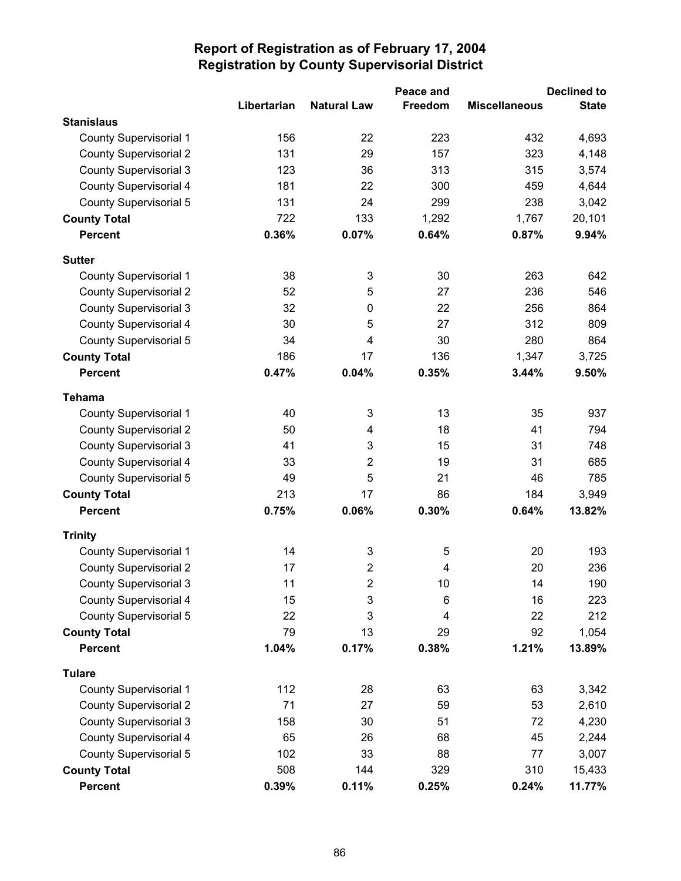# Report of Registration as of February 17, 2004
## Registration by County Supervisorial District

| | Libertarian | Natural Law | Peace and Freedom | Miscellaneous | Declined to State |
|---|---|---|---|---|---|
| **Stanislaus** | | | | | |
| County Supervisorial 1 | 156 | 22 | 223 | 432 | 4,693 |
| County Supervisorial 2 | 131 | 29 | 157 | 323 | 4,148 |
| County Supervisorial 3 | 123 | 36 | 313 | 315 | 3,574 |
| County Supervisorial 4 | 181 | 22 | 300 | 459 | 4,644 |
| County Supervisorial 5 | 131 | 24 | 299 | 238 | 3,042 |
| **County Total** | 722 | 133 | 1,292 | 1,767 | 20,101 |
| **Percent** | **0.36%** | **0.07%** | **0.64%** | **0.87%** | **9.94%** |
| **Sutter** | | | | | |
| County Supervisorial 1 | 38 | 3 | 30 | 263 | 642 |
| County Supervisorial 2 | 52 | 5 | 27 | 236 | 546 |
| County Supervisorial 3 | 32 | 0 | 22 | 256 | 864 |
| County Supervisorial 4 | 30 | 5 | 27 | 312 | 809 |
| County Supervisorial 5 | 34 | 4 | 30 | 280 | 864 |
| **County Total** | 186 | 17 | 136 | 1,347 | 3,725 |
| **Percent** | **0.47%** | **0.04%** | **0.35%** | **3.44%** | **9.50%** |
| **Tehama** | | | | | |
| County Supervisorial 1 | 40 | 3 | 13 | 35 | 937 |
| County Supervisorial 2 | 50 | 4 | 18 | 41 | 794 |
| County Supervisorial 3 | 41 | 3 | 15 | 31 | 748 |
| County Supervisorial 4 | 33 | 2 | 19 | 31 | 685 |
| County Supervisorial 5 | 49 | 5 | 21 | 46 | 785 |
| **County Total** | 213 | 17 | 86 | 184 | 3,949 |
| **Percent** | **0.75%** | **0.06%** | **0.30%** | **0.64%** | **13.82%** |
| **Trinity** | | | | | |
| County Supervisorial 1 | 14 | 3 | 5 | 20 | 193 |
| County Supervisorial 2 | 17 | 2 | 4 | 20 | 236 |
| County Supervisorial 3 | 11 | 2 | 10 | 14 | 190 |
| County Supervisorial 4 | 15 | 3 | 6 | 16 | 223 |
| County Supervisorial 5 | 22 | 3 | 4 | 22 | 212 |
| **County Total** | 79 | 13 | 29 | 92 | 1,054 |
| **Percent** | **1.04%** | **0.17%** | **0.38%** | **1.21%** | **13.89%** |
| **Tulare** | | | | | |
| County Supervisorial 1 | 112 | 28 | 63 | 63 | 3,342 |
| County Supervisorial 2 | 71 | 27 | 59 | 53 | 2,610 |
| County Supervisorial 3 | 158 | 30 | 51 | 72 | 4,230 |
| County Supervisorial 4 | 65 | 26 | 68 | 45 | 2,244 |
| County Supervisorial 5 | 102 | 33 | 88 | 77 | 3,007 |
| **County Total** | 508 | 144 | 329 | 310 | 15,433 |
| **Percent** | **0.39%** | **0.11%** | **0.25%** | **0.24%** | **11.77%** |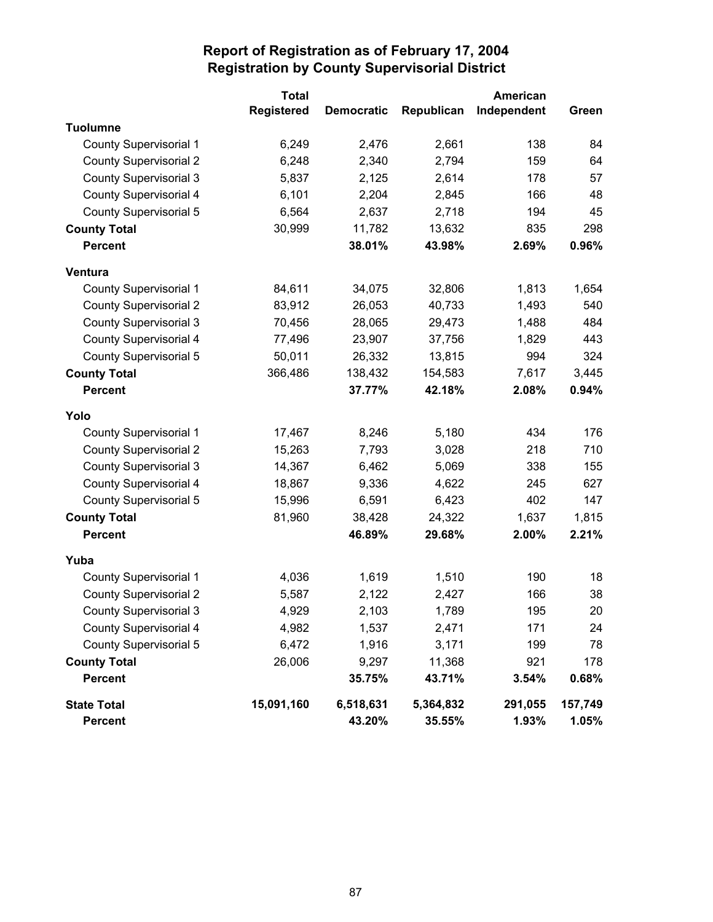# Report of Registration as of February 17, 2004
## Registration by County Supervisorial District

| | Total Registered | Democratic | Republican | American Independent | Green |
|---|---|---|---|---|---|
| **Tuolumne** | | | | | |
| County Supervisorial 1 | 6,249 | 2,476 | 2,661 | 138 | 84 |
| County Supervisorial 2 | 6,248 | 2,340 | 2,794 | 159 | 64 |
| County Supervisorial 3 | 5,837 | 2,125 | 2,614 | 178 | 57 |
| County Supervisorial 4 | 6,101 | 2,204 | 2,845 | 166 | 48 |
| County Supervisorial 5 | 6,564 | 2,637 | 2,718 | 194 | 45 |
| **County Total** | 30,999 | 11,782 | 13,632 | 835 | 298 |
| **Percent** | | **38.01%** | **43.98%** | **2.69%** | **0.96%** |
| **Ventura** | | | | | |
| County Supervisorial 1 | 84,611 | 34,075 | 32,806 | 1,813 | 1,654 |
| County Supervisorial 2 | 83,912 | 26,053 | 40,733 | 1,493 | 540 |
| County Supervisorial 3 | 70,456 | 28,065 | 29,473 | 1,488 | 484 |
| County Supervisorial 4 | 77,496 | 23,907 | 37,756 | 1,829 | 443 |
| County Supervisorial 5 | 50,011 | 26,332 | 13,815 | 994 | 324 |
| **County Total** | 366,486 | 138,432 | 154,583 | 7,617 | 3,445 |
| **Percent** | | **37.77%** | **42.18%** | **2.08%** | **0.94%** |
| **Yolo** | | | | | |
| County Supervisorial 1 | 17,467 | 8,246 | 5,180 | 434 | 176 |
| County Supervisorial 2 | 15,263 | 7,793 | 3,028 | 218 | 710 |
| County Supervisorial 3 | 14,367 | 6,462 | 5,069 | 338 | 155 |
| County Supervisorial 4 | 18,867 | 9,336 | 4,622 | 245 | 627 |
| County Supervisorial 5 | 15,996 | 6,591 | 6,423 | 402 | 147 |
| **County Total** | 81,960 | 38,428 | 24,322 | 1,637 | 1,815 |
| **Percent** | | **46.89%** | **29.68%** | **2.00%** | **2.21%** |
| **Yuba** | | | | | |
| County Supervisorial 1 | 4,036 | 1,619 | 1,510 | 190 | 18 |
| County Supervisorial 2 | 5,587 | 2,122 | 2,427 | 166 | 38 |
| County Supervisorial 3 | 4,929 | 2,103 | 1,789 | 195 | 20 |
| County Supervisorial 4 | 4,982 | 1,537 | 2,471 | 171 | 24 |
| County Supervisorial 5 | 6,472 | 1,916 | 3,171 | 199 | 78 |
| **County Total** | 26,006 | 9,297 | 11,368 | 921 | 178 |
| **Percent** | | **35.75%** | **43.71%** | **3.54%** | **0.68%** |
| **State Total** | **15,091,160** | **6,518,631** | **5,364,832** | **291,055** | **157,749** |
| **Percent** | | **43.20%** | **35.55%** | **1.93%** | **1.05%** |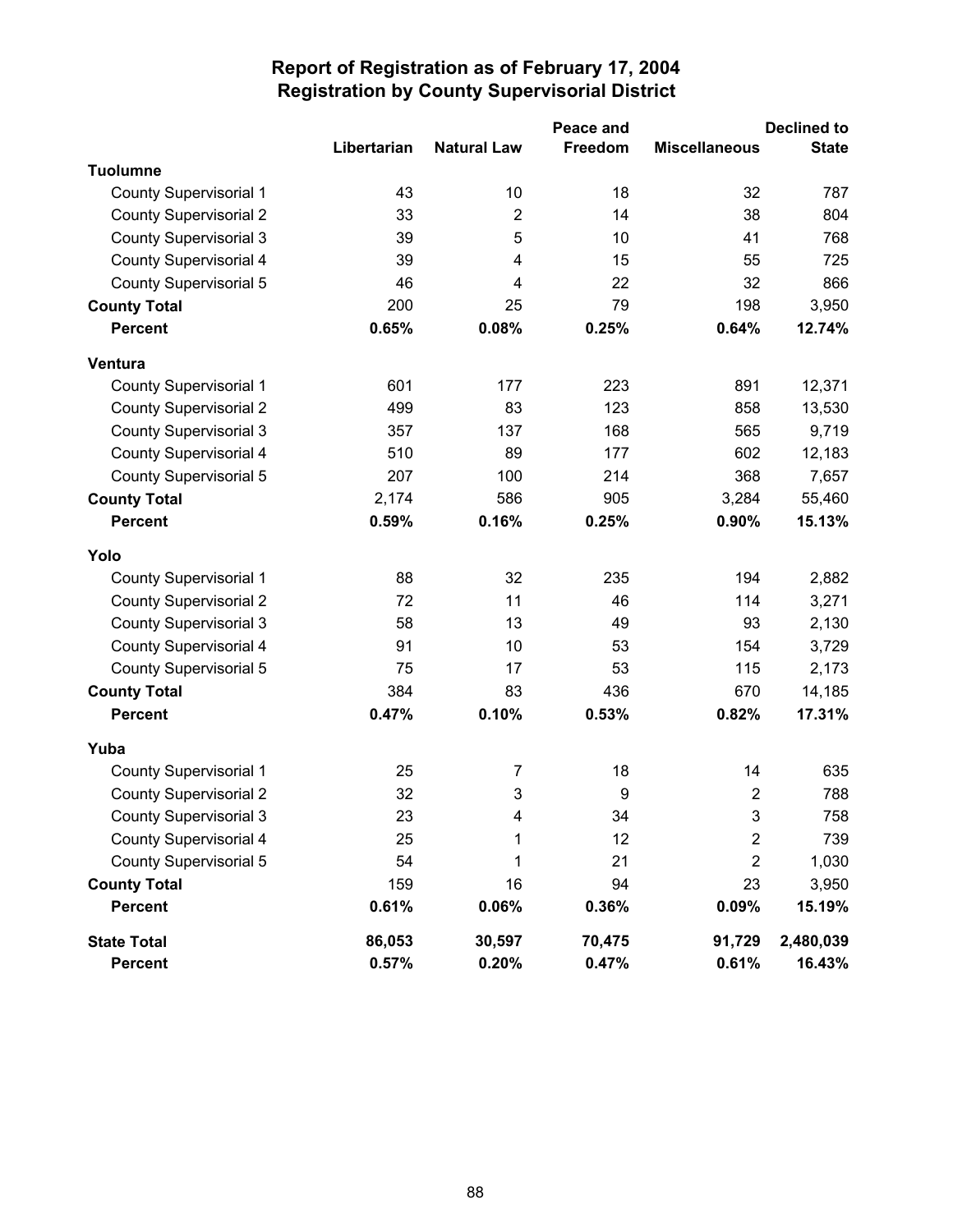# Report of Registration as of February 17, 2004
## Registration by County Supervisorial District

| | Libertarian | Natural Law | Peace and Freedom | Miscellaneous | Declined to State |
|---|---|---|---|---|---|
| **Tuolumne** | | | | | |
| County Supervisorial 1 | 43 | 10 | 18 | 32 | 787 |
| County Supervisorial 2 | 33 | 2 | 14 | 38 | 804 |
| County Supervisorial 3 | 39 | 5 | 10 | 41 | 768 |
| County Supervisorial 4 | 39 | 4 | 15 | 55 | 725 |
| County Supervisorial 5 | 46 | 4 | 22 | 32 | 866 |
| **County Total** | 200 | 25 | 79 | 198 | 3,950 |
| **Percent** | **0.65%** | **0.08%** | **0.25%** | **0.64%** | **12.74%** |
| **Ventura** | | | | | |
| County Supervisorial 1 | 601 | 177 | 223 | 891 | 12,371 |
| County Supervisorial 2 | 499 | 83 | 123 | 858 | 13,530 |
| County Supervisorial 3 | 357 | 137 | 168 | 565 | 9,719 |
| County Supervisorial 4 | 510 | 89 | 177 | 602 | 12,183 |
| County Supervisorial 5 | 207 | 100 | 214 | 368 | 7,657 |
| **County Total** | 2,174 | 586 | 905 | 3,284 | 55,460 |
| **Percent** | **0.59%** | **0.16%** | **0.25%** | **0.90%** | **15.13%** |
| **Yolo** | | | | | |
| County Supervisorial 1 | 88 | 32 | 235 | 194 | 2,882 |
| County Supervisorial 2 | 72 | 11 | 46 | 114 | 3,271 |
| County Supervisorial 3 | 58 | 13 | 49 | 93 | 2,130 |
| County Supervisorial 4 | 91 | 10 | 53 | 154 | 3,729 |
| County Supervisorial 5 | 75 | 17 | 53 | 115 | 2,173 |
| **County Total** | 384 | 83 | 436 | 670 | 14,185 |
| **Percent** | **0.47%** | **0.10%** | **0.53%** | **0.82%** | **17.31%** |
| **Yuba** | | | | | |
| County Supervisorial 1 | 25 | 7 | 18 | 14 | 635 |
| County Supervisorial 2 | 32 | 3 | 9 | 2 | 788 |
| County Supervisorial 3 | 23 | 4 | 34 | 3 | 758 |
| County Supervisorial 4 | 25 | 1 | 12 | 2 | 739 |
| County Supervisorial 5 | 54 | 1 | 21 | 2 | 1,030 |
| **County Total** | 159 | 16 | 94 | 23 | 3,950 |
| **Percent** | **0.61%** | **0.06%** | **0.36%** | **0.09%** | **15.19%** |
| **State Total** | **86,053** | **30,597** | **70,475** | **91,729** | **2,480,039** |
| **Percent** | **0.57%** | **0.20%** | **0.47%** | **0.61%** | **16.43%** |